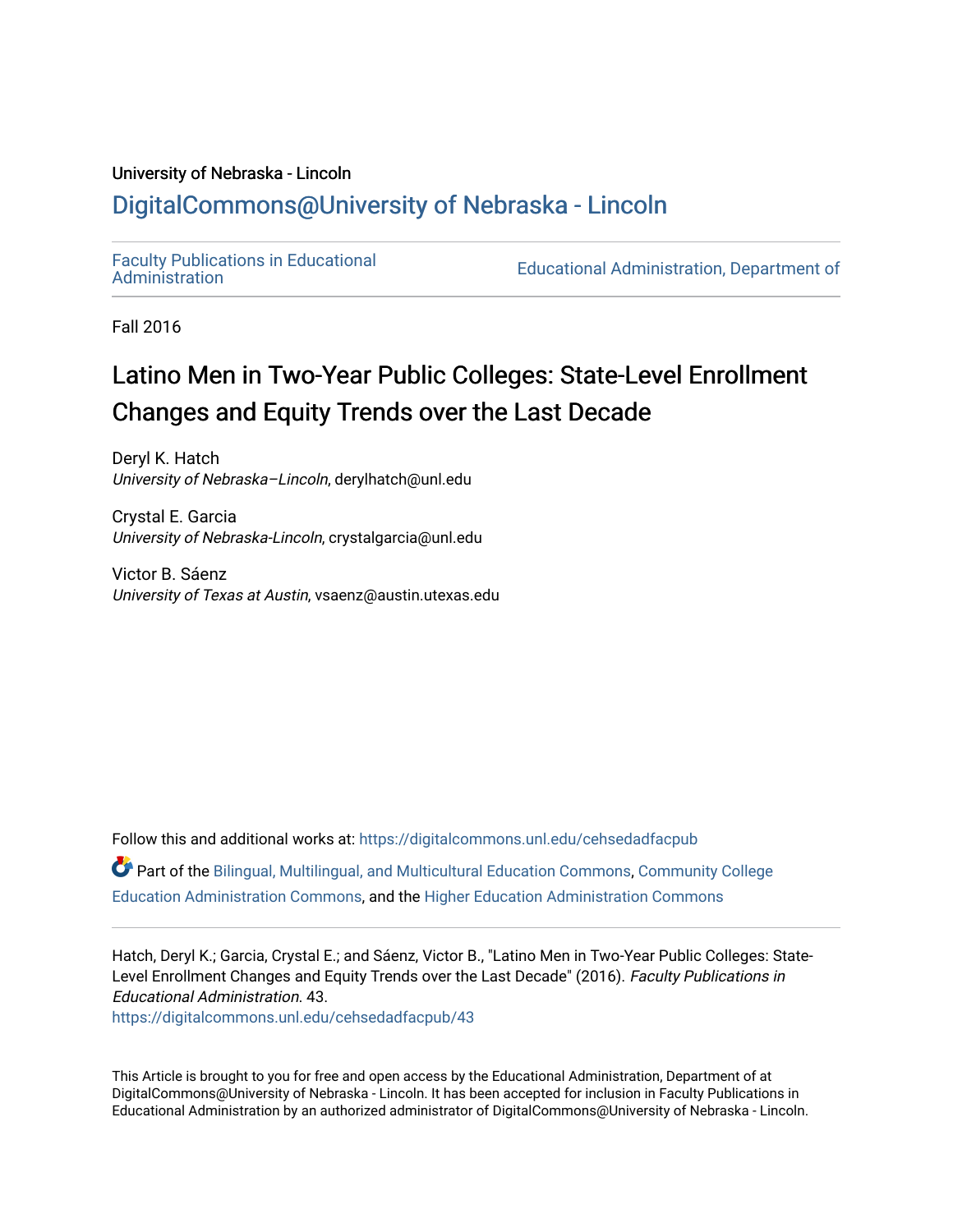University of Nebraska - Lincoln

# DigitalCommons@University of Nebraska - Lincoln

Faculty Publications in Educational Administration | Educational Administration, Department of

Fall 2016

# Latino Men in Two-Year Public Colleges: State-Level Enrollment Changes and Equity Trends over the Last Decade

Deryl K. Hatch
*University of Nebraska–Lincoln*, derylhatch@unl.edu

Crystal E. Garcia
*University of Nebraska-Lincoln*, crystalgarcia@unl.edu

Victor B. Sáenz
*University of Texas at Austin*, vsaenz@austin.utexas.edu

Follow this and additional works at: https://digitalcommons.unl.edu/cehsedadfacpub

Part of the Bilingual, Multilingual, and Multicultural Education Commons, Community College Education Administration Commons, and the Higher Education Administration Commons

Hatch, Deryl K.; Garcia, Crystal E.; and Sáenz, Victor B., "Latino Men in Two-Year Public Colleges: State-Level Enrollment Changes and Equity Trends over the Last Decade" (2016). *Faculty Publications in Educational Administration*. 43.
https://digitalcommons.unl.edu/cehsedadfacpub/43

This Article is brought to you for free and open access by the Educational Administration, Department of at DigitalCommons@University of Nebraska - Lincoln. It has been accepted for inclusion in Faculty Publications in Educational Administration by an authorized administrator of DigitalCommons@University of Nebraska - Lincoln.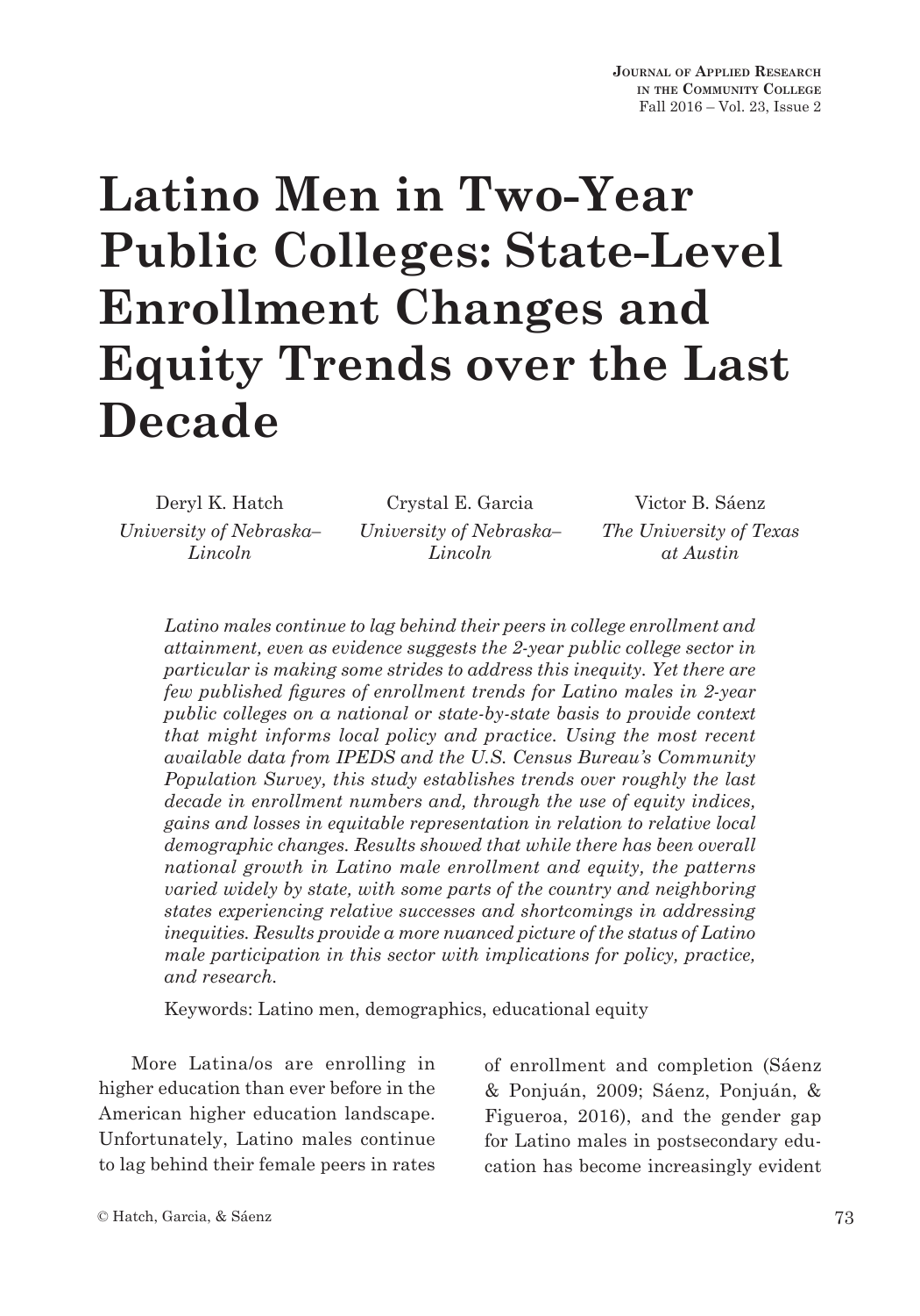# Latino Men in Two-Year Public Colleges: State-Level Enrollment Changes and Equity Trends over the Last Decade

Deryl K. Hatch
*University of Nebraska–Lincoln*

Crystal E. Garcia
*University of Nebraska–Lincoln*

Victor B. Sáenz
*The University of Texas at Austin*

*Latino males continue to lag behind their peers in college enrollment and attainment, even as evidence suggests the 2-year public college sector in particular is making some strides to address this inequity. Yet there are few published figures of enrollment trends for Latino males in 2-year public colleges on a national or state-by-state basis to provide context that might informs local policy and practice. Using the most recent available data from IPEDS and the U.S. Census Bureau's Community Population Survey, this study establishes trends over roughly the last decade in enrollment numbers and, through the use of equity indices, gains and losses in equitable representation in relation to relative local demographic changes. Results showed that while there has been overall national growth in Latino male enrollment and equity, the patterns varied widely by state, with some parts of the country and neighboring states experiencing relative successes and shortcomings in addressing inequities. Results provide a more nuanced picture of the status of Latino male participation in this sector with implications for policy, practice, and research.*

Keywords: Latino men, demographics, educational equity

More Latina/os are enrolling in higher education than ever before in the American higher education landscape. Unfortunately, Latino males continue to lag behind their female peers in rates of enrollment and completion (Sáenz & Ponjuán, 2009; Sáenz, Ponjuán, & Figueroa, 2016), and the gender gap for Latino males in postsecondary education has become increasingly evident

© Hatch, Garcia, & Sáenz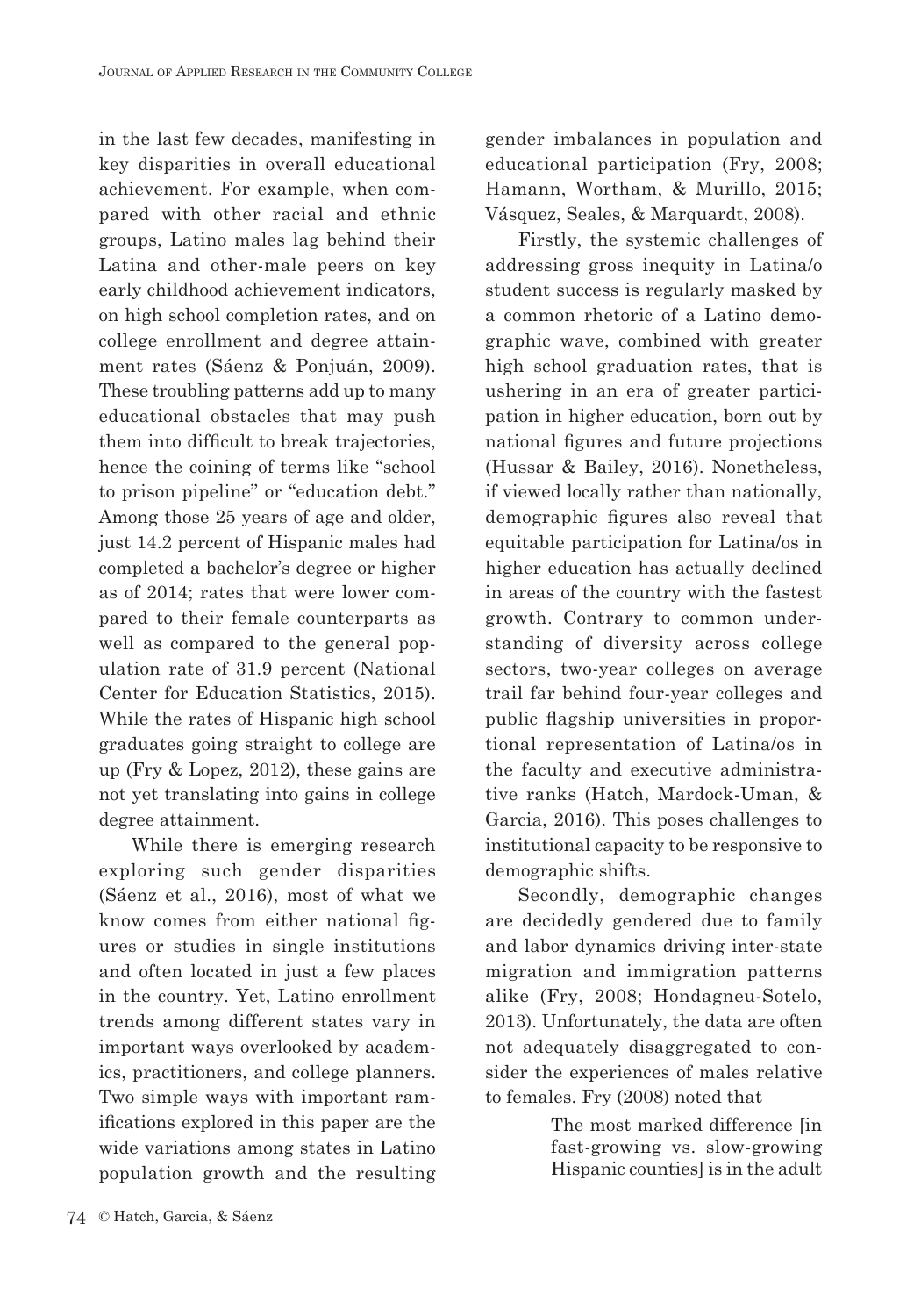in the last few decades, manifesting in key disparities in overall educational achievement. For example, when compared with other racial and ethnic groups, Latino males lag behind their Latina and other-male peers on key early childhood achievement indicators, on high school completion rates, and on college enrollment and degree attainment rates (Sáenz & Ponjuán, 2009). These troubling patterns add up to many educational obstacles that may push them into difficult to break trajectories, hence the coining of terms like "school to prison pipeline" or "education debt." Among those 25 years of age and older, just 14.2 percent of Hispanic males had completed a bachelor's degree or higher as of 2014; rates that were lower compared to their female counterparts as well as compared to the general population rate of 31.9 percent (National Center for Education Statistics, 2015). While the rates of Hispanic high school graduates going straight to college are up (Fry & Lopez, 2012), these gains are not yet translating into gains in college degree attainment.

While there is emerging research exploring such gender disparities (Sáenz et al., 2016), most of what we know comes from either national figures or studies in single institutions and often located in just a few places in the country. Yet, Latino enrollment trends among different states vary in important ways overlooked by academics, practitioners, and college planners. Two simple ways with important ramifications explored in this paper are the wide variations among states in Latino population growth and the resulting gender imbalances in population and educational participation (Fry, 2008; Hamann, Wortham, & Murillo, 2015; Vásquez, Seales, & Marquardt, 2008).

Firstly, the systemic challenges of addressing gross inequity in Latina/o student success is regularly masked by a common rhetoric of a Latino demographic wave, combined with greater high school graduation rates, that is ushering in an era of greater participation in higher education, born out by national figures and future projections (Hussar & Bailey, 2016). Nonetheless, if viewed locally rather than nationally, demographic figures also reveal that equitable participation for Latina/os in higher education has actually declined in areas of the country with the fastest growth. Contrary to common understanding of diversity across college sectors, two-year colleges on average trail far behind four-year colleges and public flagship universities in proportional representation of Latina/os in the faculty and executive administrative ranks (Hatch, Mardock-Uman, & Garcia, 2016). This poses challenges to institutional capacity to be responsive to demographic shifts.

Secondly, demographic changes are decidedly gendered due to family and labor dynamics driving inter-state migration and immigration patterns alike (Fry, 2008; Hondagneu-Sotelo, 2013). Unfortunately, the data are often not adequately disaggregated to consider the experiences of males relative to females. Fry (2008) noted that

> The most marked difference [in fast-growing vs. slow-growing Hispanic counties] is in the adult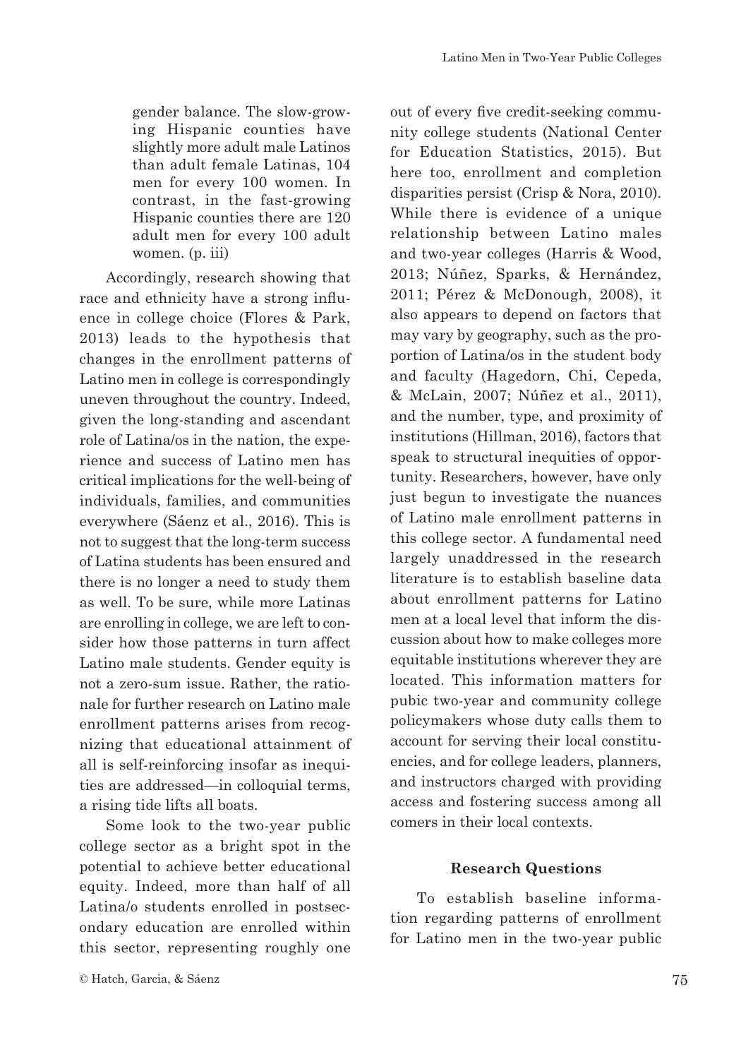> gender balance. The slow-growing Hispanic counties have slightly more adult male Latinos than adult female Latinas, 104 men for every 100 women. In contrast, in the fast-growing Hispanic counties there are 120 adult men for every 100 adult women. (p. iii)

Accordingly, research showing that race and ethnicity have a strong influence in college choice (Flores & Park, 2013) leads to the hypothesis that changes in the enrollment patterns of Latino men in college is correspondingly uneven throughout the country. Indeed, given the long-standing and ascendant role of Latina/os in the nation, the experience and success of Latino men has critical implications for the well-being of individuals, families, and communities everywhere (Sáenz et al., 2016). This is not to suggest that the long-term success of Latina students has been ensured and there is no longer a need to study them as well. To be sure, while more Latinas are enrolling in college, we are left to consider how those patterns in turn affect Latino male students. Gender equity is not a zero-sum issue. Rather, the rationale for further research on Latino male enrollment patterns arises from recognizing that educational attainment of all is self-reinforcing insofar as inequities are addressed—in colloquial terms, a rising tide lifts all boats.

Some look to the two-year public college sector as a bright spot in the potential to achieve better educational equity. Indeed, more than half of all Latina/o students enrolled in postsecondary education are enrolled within this sector, representing roughly one out of every five credit-seeking community college students (National Center for Education Statistics, 2015). But here too, enrollment and completion disparities persist (Crisp & Nora, 2010). While there is evidence of a unique relationship between Latino males and two-year colleges (Harris & Wood, 2013; Núñez, Sparks, & Hernández, 2011; Pérez & McDonough, 2008), it also appears to depend on factors that may vary by geography, such as the proportion of Latina/os in the student body and faculty (Hagedorn, Chi, Cepeda, & McLain, 2007; Núñez et al., 2011), and the number, type, and proximity of institutions (Hillman, 2016), factors that speak to structural inequities of opportunity. Researchers, however, have only just begun to investigate the nuances of Latino male enrollment patterns in this college sector. A fundamental need largely unaddressed in the research literature is to establish baseline data about enrollment patterns for Latino men at a local level that inform the discussion about how to make colleges more equitable institutions wherever they are located. This information matters for pubic two-year and community college policymakers whose duty calls them to account for serving their local constituencies, and for college leaders, planners, and instructors charged with providing access and fostering success among all comers in their local contexts.

### Research Questions

To establish baseline information regarding patterns of enrollment for Latino men in the two-year public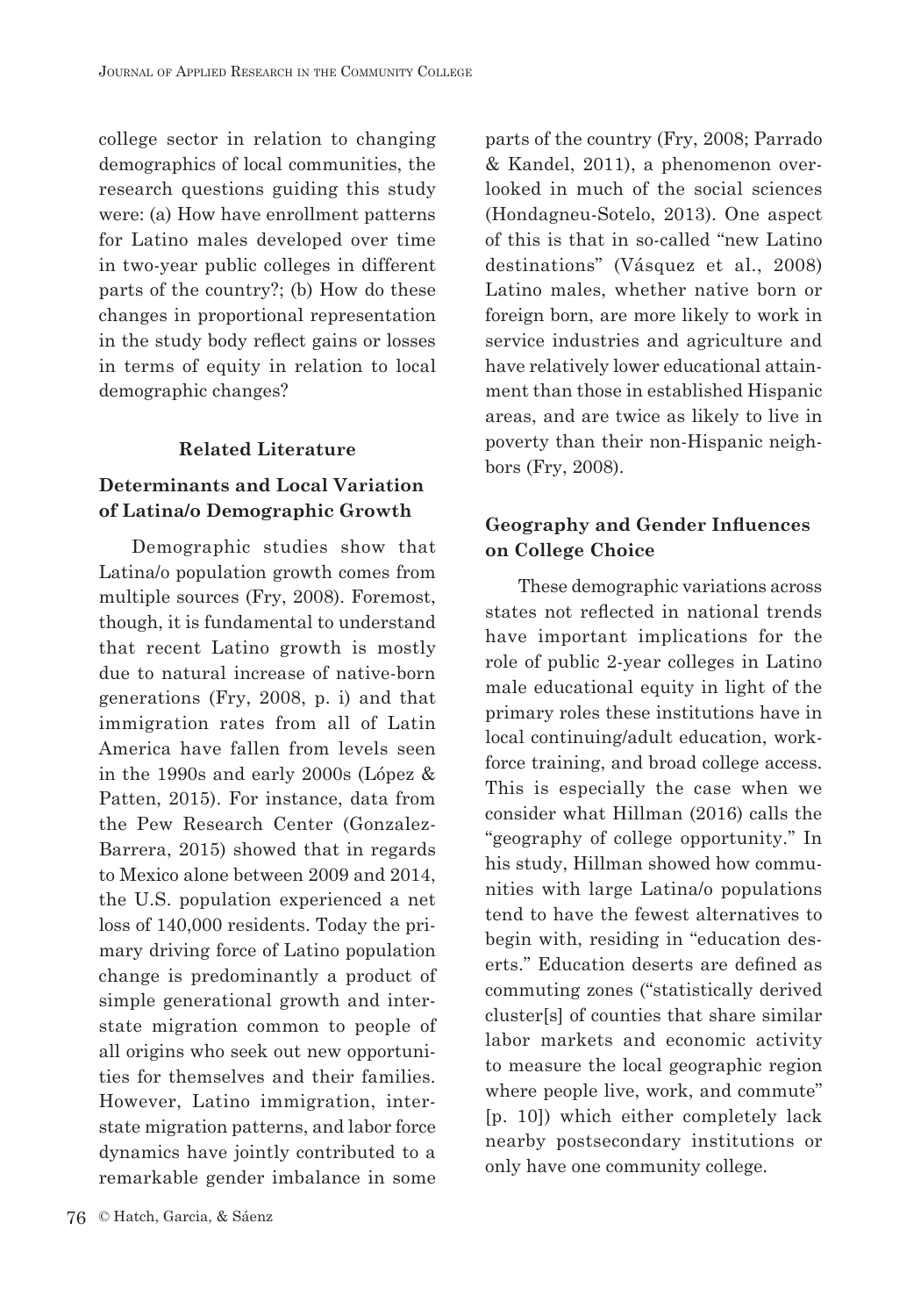college sector in relation to changing demographics of local communities, the research questions guiding this study were: (a) How have enrollment patterns for Latino males developed over time in two-year public colleges in different parts of the country?; (b) How do these changes in proportional representation in the study body reflect gains or losses in terms of equity in relation to local demographic changes?

## Related Literature

### Determinants and Local Variation of Latina/o Demographic Growth

Demographic studies show that Latina/o population growth comes from multiple sources (Fry, 2008). Foremost, though, it is fundamental to understand that recent Latino growth is mostly due to natural increase of native-born generations (Fry, 2008, p. i) and that immigration rates from all of Latin America have fallen from levels seen in the 1990s and early 2000s (López & Patten, 2015). For instance, data from the Pew Research Center (Gonzalez-Barrera, 2015) showed that in regards to Mexico alone between 2009 and 2014, the U.S. population experienced a net loss of 140,000 residents. Today the primary driving force of Latino population change is predominantly a product of simple generational growth and interstate migration common to people of all origins who seek out new opportunities for themselves and their families. However, Latino immigration, interstate migration patterns, and labor force dynamics have jointly contributed to a remarkable gender imbalance in some parts of the country (Fry, 2008; Parrado & Kandel, 2011), a phenomenon overlooked in much of the social sciences (Hondagneu-Sotelo, 2013). One aspect of this is that in so-called "new Latino destinations" (Vásquez et al., 2008) Latino males, whether native born or foreign born, are more likely to work in service industries and agriculture and have relatively lower educational attainment than those in established Hispanic areas, and are twice as likely to live in poverty than their non-Hispanic neighbors (Fry, 2008).

### Geography and Gender Influences on College Choice

These demographic variations across states not reflected in national trends have important implications for the role of public 2-year colleges in Latino male educational equity in light of the primary roles these institutions have in local continuing/adult education, workforce training, and broad college access. This is especially the case when we consider what Hillman (2016) calls the "geography of college opportunity." In his study, Hillman showed how communities with large Latina/o populations tend to have the fewest alternatives to begin with, residing in "education deserts." Education deserts are defined as commuting zones ("statistically derived cluster[s] of counties that share similar labor markets and economic activity to measure the local geographic region where people live, work, and commute" [p. 10]) which either completely lack nearby postsecondary institutions or only have one community college.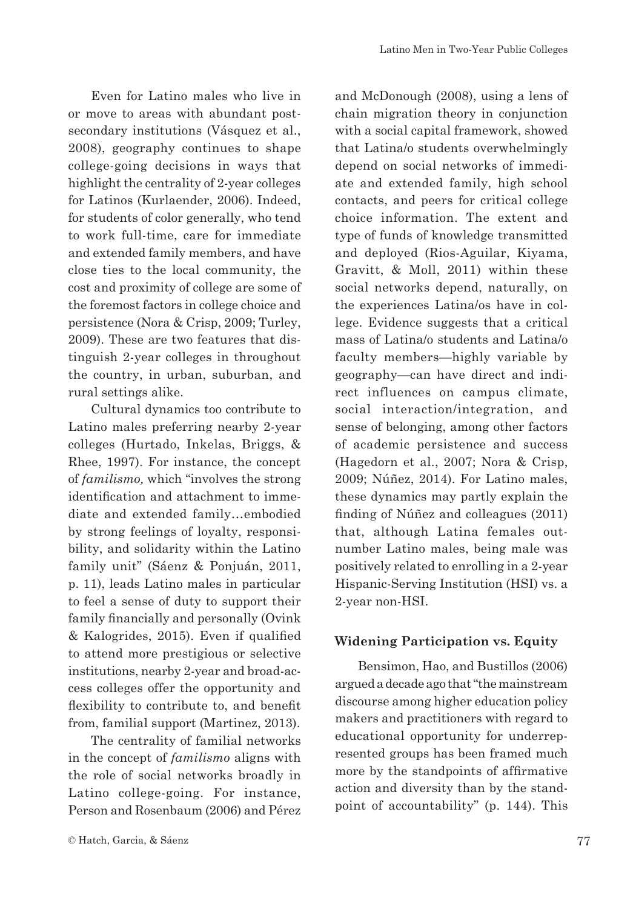Even for Latino males who live in or move to areas with abundant postsecondary institutions (Vásquez et al., 2008), geography continues to shape college-going decisions in ways that highlight the centrality of 2-year colleges for Latinos (Kurlaender, 2006). Indeed, for students of color generally, who tend to work full-time, care for immediate and extended family members, and have close ties to the local community, the cost and proximity of college are some of the foremost factors in college choice and persistence (Nora & Crisp, 2009; Turley, 2009). These are two features that distinguish 2-year colleges in throughout the country, in urban, suburban, and rural settings alike.

Cultural dynamics too contribute to Latino males preferring nearby 2-year colleges (Hurtado, Inkelas, Briggs, & Rhee, 1997). For instance, the concept of *familismo,* which "involves the strong identification and attachment to immediate and extended family…embodied by strong feelings of loyalty, responsibility, and solidarity within the Latino family unit" (Sáenz & Ponjuán, 2011, p. 11), leads Latino males in particular to feel a sense of duty to support their family financially and personally (Ovink & Kalogrides, 2015). Even if qualified to attend more prestigious or selective institutions, nearby 2-year and broad-access colleges offer the opportunity and flexibility to contribute to, and benefit from, familial support (Martinez, 2013).

The centrality of familial networks in the concept of *familismo* aligns with the role of social networks broadly in Latino college-going. For instance, Person and Rosenbaum (2006) and Pérez and McDonough (2008), using a lens of chain migration theory in conjunction with a social capital framework, showed that Latina/o students overwhelmingly depend on social networks of immediate and extended family, high school contacts, and peers for critical college choice information. The extent and type of funds of knowledge transmitted and deployed (Rios-Aguilar, Kiyama, Gravitt, & Moll, 2011) within these social networks depend, naturally, on the experiences Latina/os have in college. Evidence suggests that a critical mass of Latina/o students and Latina/o faculty members—highly variable by geography—can have direct and indirect influences on campus climate, social interaction/integration, and sense of belonging, among other factors of academic persistence and success (Hagedorn et al., 2007; Nora & Crisp, 2009; Núñez, 2014). For Latino males, these dynamics may partly explain the finding of Núñez and colleagues (2011) that, although Latina females outnumber Latino males, being male was positively related to enrolling in a 2-year Hispanic-Serving Institution (HSI) vs. a 2-year non-HSI.

### Widening Participation vs. Equity

Bensimon, Hao, and Bustillos (2006) argued a decade ago that "the mainstream discourse among higher education policy makers and practitioners with regard to educational opportunity for underrepresented groups has been framed much more by the standpoints of affirmative action and diversity than by the standpoint of accountability" (p. 144). This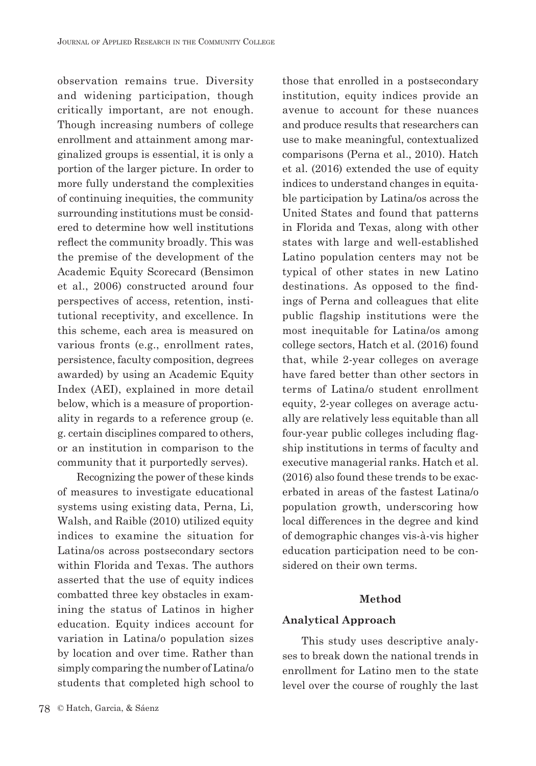observation remains true. Diversity and widening participation, though critically important, are not enough. Though increasing numbers of college enrollment and attainment among marginalized groups is essential, it is only a portion of the larger picture. In order to more fully understand the complexities of continuing inequities, the community surrounding institutions must be considered to determine how well institutions reflect the community broadly. This was the premise of the development of the Academic Equity Scorecard (Bensimon et al., 2006) constructed around four perspectives of access, retention, institutional receptivity, and excellence. In this scheme, each area is measured on various fronts (e.g., enrollment rates, persistence, faculty composition, degrees awarded) by using an Academic Equity Index (AEI), explained in more detail below, which is a measure of proportionality in regards to a reference group (e. g. certain disciplines compared to others, or an institution in comparison to the community that it purportedly serves).

Recognizing the power of these kinds of measures to investigate educational systems using existing data, Perna, Li, Walsh, and Raible (2010) utilized equity indices to examine the situation for Latina/os across postsecondary sectors within Florida and Texas. The authors asserted that the use of equity indices combatted three key obstacles in examining the status of Latinos in higher education. Equity indices account for variation in Latina/o population sizes by location and over time. Rather than simply comparing the number of Latina/o students that completed high school to those that enrolled in a postsecondary institution, equity indices provide an avenue to account for these nuances and produce results that researchers can use to make meaningful, contextualized comparisons (Perna et al., 2010). Hatch et al. (2016) extended the use of equity indices to understand changes in equitable participation by Latina/os across the United States and found that patterns in Florida and Texas, along with other states with large and well-established Latino population centers may not be typical of other states in new Latino destinations. As opposed to the findings of Perna and colleagues that elite public flagship institutions were the most inequitable for Latina/os among college sectors, Hatch et al. (2016) found that, while 2-year colleges on average have fared better than other sectors in terms of Latina/o student enrollment equity, 2-year colleges on average actually are relatively less equitable than all four-year public colleges including flagship institutions in terms of faculty and executive managerial ranks. Hatch et al. (2016) also found these trends to be exacerbated in areas of the fastest Latina/o population growth, underscoring how local differences in the degree and kind of demographic changes vis-à-vis higher education participation need to be considered on their own terms.

## Method

### Analytical Approach

This study uses descriptive analyses to break down the national trends in enrollment for Latino men to the state level over the course of roughly the last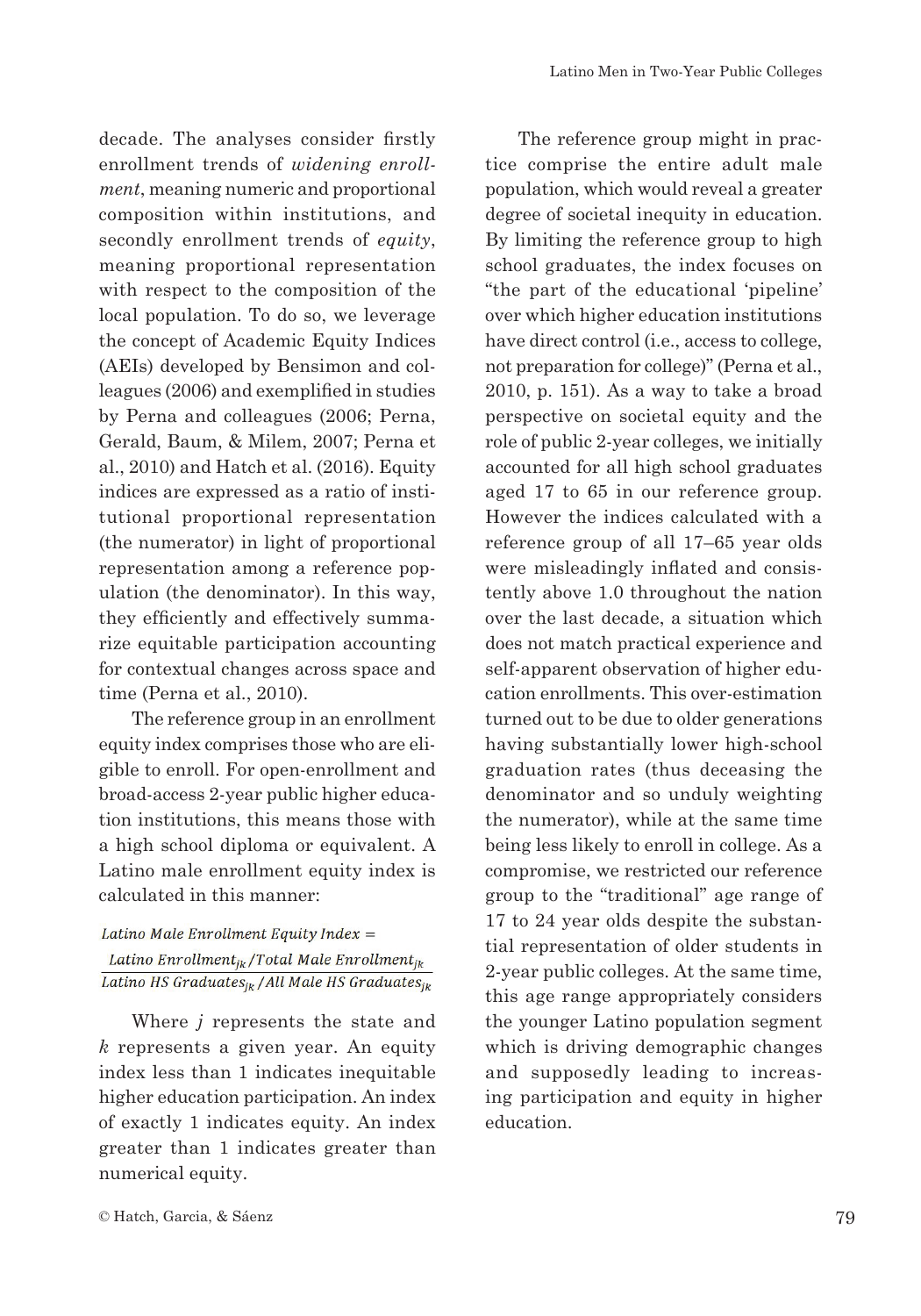decade. The analyses consider firstly enrollment trends of *widening enrollment*, meaning numeric and proportional composition within institutions, and secondly enrollment trends of *equity*, meaning proportional representation with respect to the composition of the local population. To do so, we leverage the concept of Academic Equity Indices (AEIs) developed by Bensimon and colleagues (2006) and exemplified in studies by Perna and colleagues (2006; Perna, Gerald, Baum, & Milem, 2007; Perna et al., 2010) and Hatch et al. (2016). Equity indices are expressed as a ratio of institutional proportional representation (the numerator) in light of proportional representation among a reference population (the denominator). In this way, they efficiently and effectively summarize equitable participation accounting for contextual changes across space and time (Perna et al., 2010).

The reference group in an enrollment equity index comprises those who are eligible to enroll. For open-enrollment and broad-access 2-year public higher education institutions, this means those with a high school diploma or equivalent. A Latino male enrollment equity index is calculated in this manner:

$$\text{Latino Male Enrollment Equity Index} = \frac{\text{Latino Enrollment}_{jk} / \text{Total Male Enrollment}_{jk}}{\text{Latino HS Graduates}_{jk} / \text{All Male HS Graduates}_{jk}}$$

Where $j$ represents the state and $k$ represents a given year. An equity index less than 1 indicates inequitable higher education participation. An index of exactly 1 indicates equity. An index greater than 1 indicates greater than numerical equity.

The reference group might in practice comprise the entire adult male population, which would reveal a greater degree of societal inequity in education. By limiting the reference group to high school graduates, the index focuses on "the part of the educational 'pipeline' over which higher education institutions have direct control (i.e., access to college, not preparation for college)" (Perna et al., 2010, p. 151). As a way to take a broad perspective on societal equity and the role of public 2-year colleges, we initially accounted for all high school graduates aged 17 to 65 in our reference group. However the indices calculated with a reference group of all 17–65 year olds were misleadingly inflated and consistently above 1.0 throughout the nation over the last decade, a situation which does not match practical experience and self-apparent observation of higher education enrollments. This over-estimation turned out to be due to older generations having substantially lower high-school graduation rates (thus deceasing the denominator and so unduly weighting the numerator), while at the same time being less likely to enroll in college. As a compromise, we restricted our reference group to the "traditional" age range of 17 to 24 year olds despite the substantial representation of older students in 2-year public colleges. At the same time, this age range appropriately considers the younger Latino population segment which is driving demographic changes and supposedly leading to increasing participation and equity in higher education.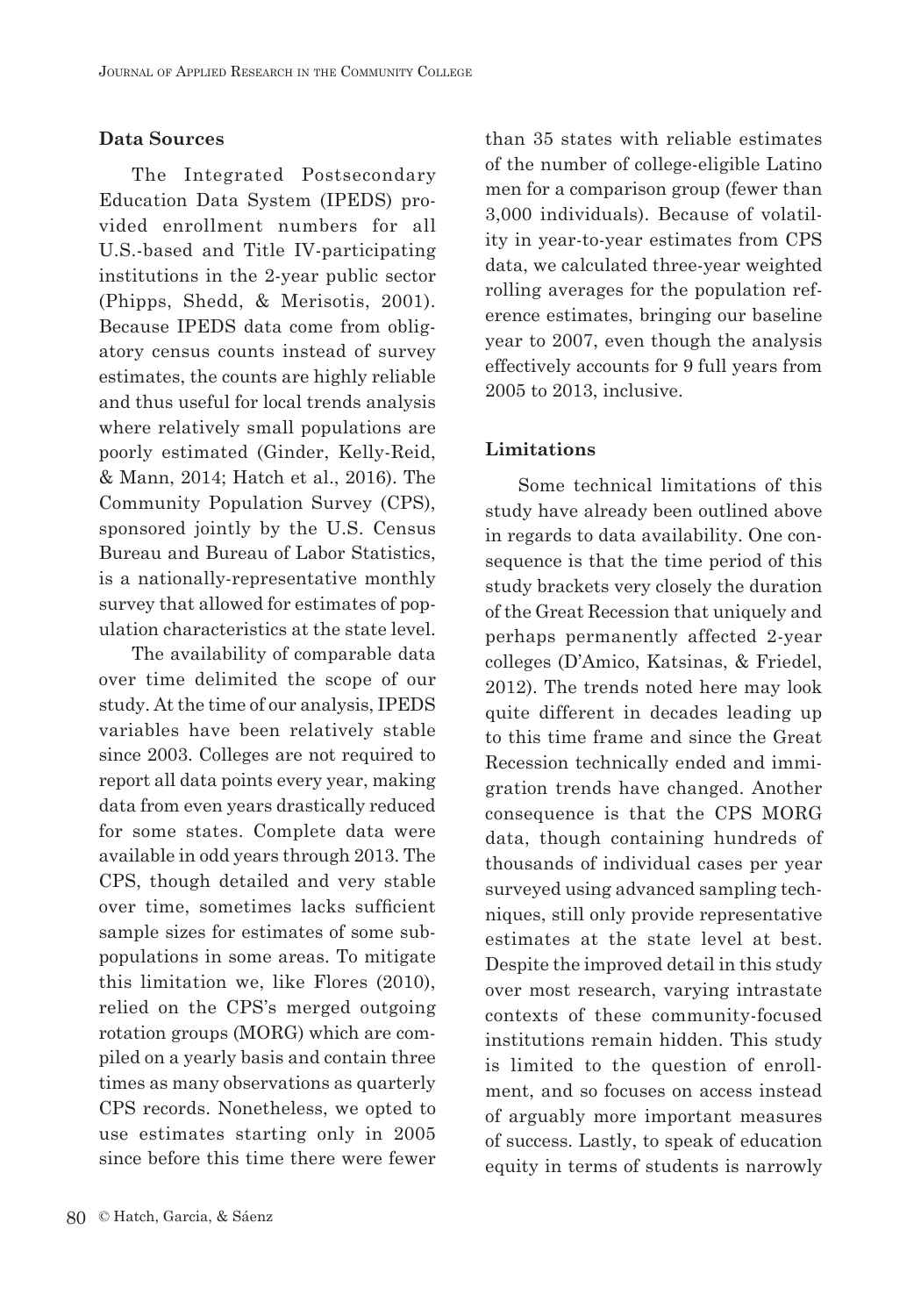### Data Sources

The Integrated Postsecondary Education Data System (IPEDS) provided enrollment numbers for all U.S.-based and Title IV-participating institutions in the 2-year public sector (Phipps, Shedd, & Merisotis, 2001). Because IPEDS data come from obligatory census counts instead of survey estimates, the counts are highly reliable and thus useful for local trends analysis where relatively small populations are poorly estimated (Ginder, Kelly-Reid, & Mann, 2014; Hatch et al., 2016). The Community Population Survey (CPS), sponsored jointly by the U.S. Census Bureau and Bureau of Labor Statistics, is a nationally-representative monthly survey that allowed for estimates of population characteristics at the state level.

The availability of comparable data over time delimited the scope of our study. At the time of our analysis, IPEDS variables have been relatively stable since 2003. Colleges are not required to report all data points every year, making data from even years drastically reduced for some states. Complete data were available in odd years through 2013. The CPS, though detailed and very stable over time, sometimes lacks sufficient sample sizes for estimates of some subpopulations in some areas. To mitigate this limitation we, like Flores (2010), relied on the CPS's merged outgoing rotation groups (MORG) which are compiled on a yearly basis and contain three times as many observations as quarterly CPS records. Nonetheless, we opted to use estimates starting only in 2005 since before this time there were fewer than 35 states with reliable estimates of the number of college-eligible Latino men for a comparison group (fewer than 3,000 individuals). Because of volatility in year-to-year estimates from CPS data, we calculated three-year weighted rolling averages for the population reference estimates, bringing our baseline year to 2007, even though the analysis effectively accounts for 9 full years from 2005 to 2013, inclusive.

### Limitations

Some technical limitations of this study have already been outlined above in regards to data availability. One consequence is that the time period of this study brackets very closely the duration of the Great Recession that uniquely and perhaps permanently affected 2-year colleges (D'Amico, Katsinas, & Friedel, 2012). The trends noted here may look quite different in decades leading up to this time frame and since the Great Recession technically ended and immigration trends have changed. Another consequence is that the CPS MORG data, though containing hundreds of thousands of individual cases per year surveyed using advanced sampling techniques, still only provide representative estimates at the state level at best. Despite the improved detail in this study over most research, varying intrastate contexts of these community-focused institutions remain hidden. This study is limited to the question of enrollment, and so focuses on access instead of arguably more important measures of success. Lastly, to speak of education equity in terms of students is narrowly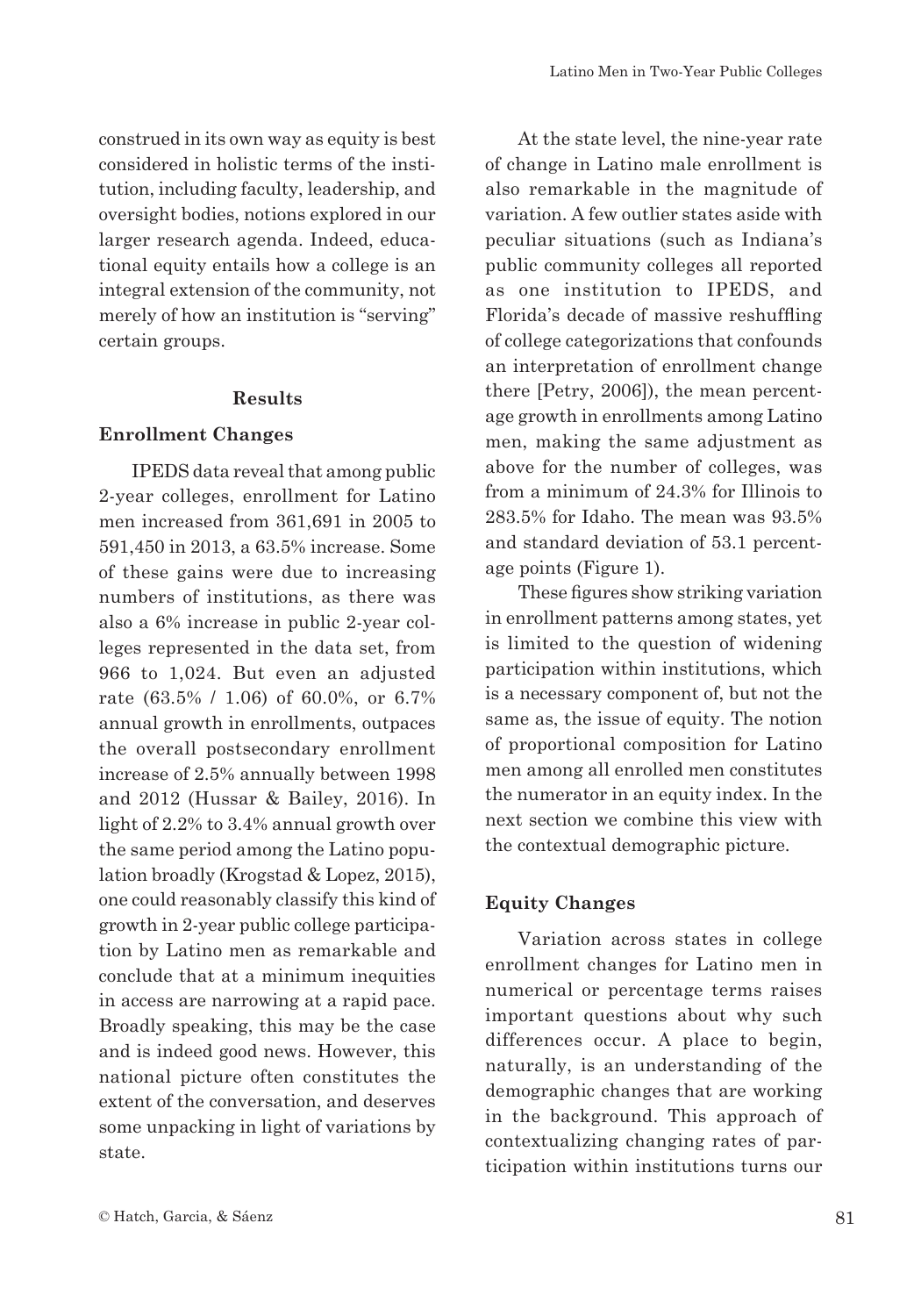construed in its own way as equity is best considered in holistic terms of the institution, including faculty, leadership, and oversight bodies, notions explored in our larger research agenda. Indeed, educational equity entails how a college is an integral extension of the community, not merely of how an institution is "serving" certain groups.

## Results

### Enrollment Changes

IPEDS data reveal that among public 2-year colleges, enrollment for Latino men increased from 361,691 in 2005 to 591,450 in 2013, a 63.5% increase. Some of these gains were due to increasing numbers of institutions, as there was also a 6% increase in public 2-year colleges represented in the data set, from 966 to 1,024. But even an adjusted rate (63.5% / 1.06) of 60.0%, or 6.7% annual growth in enrollments, outpaces the overall postsecondary enrollment increase of 2.5% annually between 1998 and 2012 (Hussar & Bailey, 2016). In light of 2.2% to 3.4% annual growth over the same period among the Latino population broadly (Krogstad & Lopez, 2015), one could reasonably classify this kind of growth in 2-year public college participation by Latino men as remarkable and conclude that at a minimum inequities in access are narrowing at a rapid pace. Broadly speaking, this may be the case and is indeed good news. However, this national picture often constitutes the extent of the conversation, and deserves some unpacking in light of variations by state.

At the state level, the nine-year rate of change in Latino male enrollment is also remarkable in the magnitude of variation. A few outlier states aside with peculiar situations (such as Indiana's public community colleges all reported as one institution to IPEDS, and Florida's decade of massive reshuffling of college categorizations that confounds an interpretation of enrollment change there [Petry, 2006]), the mean percentage growth in enrollments among Latino men, making the same adjustment as above for the number of colleges, was from a minimum of 24.3% for Illinois to 283.5% for Idaho. The mean was 93.5% and standard deviation of 53.1 percentage points (Figure 1).

These figures show striking variation in enrollment patterns among states, yet is limited to the question of widening participation within institutions, which is a necessary component of, but not the same as, the issue of equity. The notion of proportional composition for Latino men among all enrolled men constitutes the numerator in an equity index. In the next section we combine this view with the contextual demographic picture.

### Equity Changes

Variation across states in college enrollment changes for Latino men in numerical or percentage terms raises important questions about why such differences occur. A place to begin, naturally, is an understanding of the demographic changes that are working in the background. This approach of contextualizing changing rates of participation within institutions turns our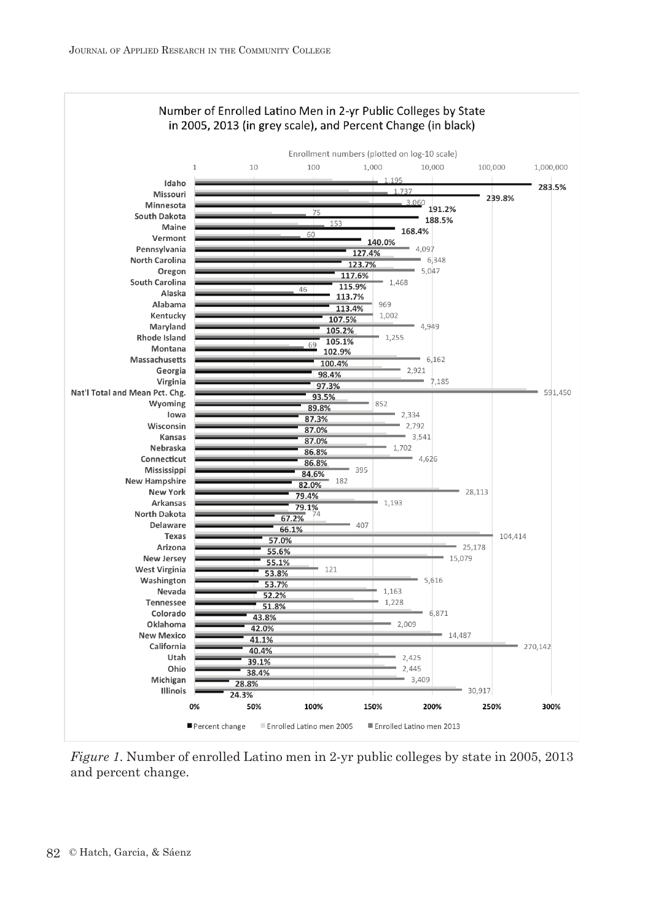**Number of Enrolled Latino Men in 2-yr Public Colleges by State in 2005, 2013 (in grey scale), and Percent Change (in black)**

Enrollment numbers (plotted on log-10 scale)

| State | Enrolled Latino men 2013 | Percent change |
|---|---|---|
| Idaho | 1,195 | 283.5% |
| Missouri | 1,737 | 239.8% |
| Minnesota | 3,060 | 191.2% |
| South Dakota | 75 | 188.5% |
| Maine | 153 | 168.4% |
| Vermont | 60 | 140.0% |
| Pennsylvania | 4,097 | 127.4% |
| North Carolina | 6,348 | 123.7% |
| Oregon | 5,047 | 117.6% |
| South Carolina | 1,468 | 115.9% |
| Alaska | 46 | 113.7% |
| Alabama | 969 | 113.4% |
| Kentucky | 1,002 | 107.5% |
| Maryland | 4,949 | 105.2% |
| Rhode Island | 1,255 | 105.1% |
| Montana | 69 | 102.9% |
| Massachusetts | 6,162 | 100.4% |
| Georgia | 2,921 | 98.4% |
| Virginia | 7,185 | 97.3% |
| Nat'l Total and Mean Pct. Chg. | 591,450 | 93.5% |
| Wyoming | 852 | 89.8% |
| Iowa | 2,334 | 87.3% |
| Wisconsin | 2,792 | 87.0% |
| Kansas | 3,541 | 87.0% |
| Nebraska | 1,702 | 86.8% |
| Connecticut | 4,626 | 86.8% |
| Mississippi | 395 | 84.6% |
| New Hampshire | 182 | 82.0% |
| New York | 28,113 | 79.4% |
| Arkansas | 1,193 | 79.1% |
| North Dakota | 74 | 67.2% |
| Delaware | 407 | 66.1% |
| Texas | 104,414 | 57.0% |
| Arizona | 25,178 | 55.6% |
| New Jersey | 15,079 | 55.1% |
| West Virginia | 121 | 53.8% |
| Washington | 5,616 | 53.7% |
| Nevada | 1,163 | 52.2% |
| Tennessee | 1,228 | 51.8% |
| Colorado | 6,871 | 43.8% |
| Oklahoma | 2,009 | 42.0% |
| New Mexico | 14,487 | 41.1% |
| California | 270,142 | 40.4% |
| Utah | 2,425 | 39.1% |
| Ohio | 2,445 | 38.4% |
| Michigan | 3,409 | 28.8% |
| Illinois | 30,917 | 24.3% |

■ Percent change ■ Enrolled Latino men 2005 ■ Enrolled Latino men 2013

*Figure 1.* Number of enrolled Latino men in 2-yr public colleges by state in 2005, 2013 and percent change.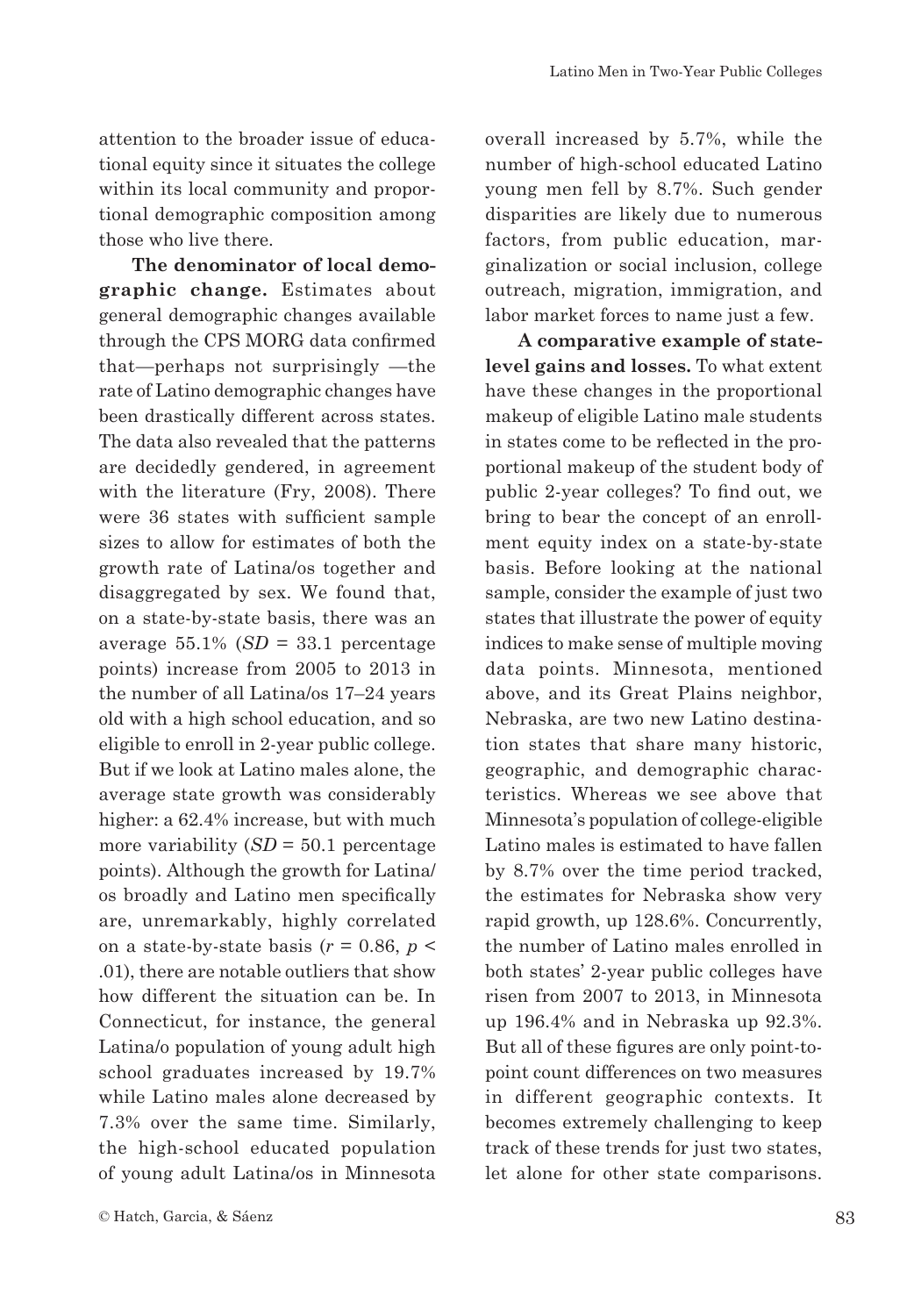attention to the broader issue of educational equity since it situates the college within its local community and proportional demographic composition among those who live there.

**The denominator of local demographic change.** Estimates about general demographic changes available through the CPS MORG data confirmed that—perhaps not surprisingly —the rate of Latino demographic changes have been drastically different across states. The data also revealed that the patterns are decidedly gendered, in agreement with the literature (Fry, 2008). There were 36 states with sufficient sample sizes to allow for estimates of both the growth rate of Latina/os together and disaggregated by sex. We found that, on a state-by-state basis, there was an average 55.1% ($SD$ = 33.1 percentage points) increase from 2005 to 2013 in the number of all Latina/os 17–24 years old with a high school education, and so eligible to enroll in 2-year public college. But if we look at Latino males alone, the average state growth was considerably higher: a 62.4% increase, but with much more variability ($SD$ = 50.1 percentage points). Although the growth for Latina/os broadly and Latino men specifically are, unremarkably, highly correlated on a state-by-state basis ($r = 0.86$, $p < .01$), there are notable outliers that show how different the situation can be. In Connecticut, for instance, the general Latina/o population of young adult high school graduates increased by 19.7% while Latino males alone decreased by 7.3% over the same time. Similarly, the high-school educated population of young adult Latina/os in Minnesota overall increased by 5.7%, while the number of high-school educated Latino young men fell by 8.7%. Such gender disparities are likely due to numerous factors, from public education, marginalization or social inclusion, college outreach, migration, immigration, and labor market forces to name just a few.

**A comparative example of state-level gains and losses.** To what extent have these changes in the proportional makeup of eligible Latino male students in states come to be reflected in the proportional makeup of the student body of public 2-year colleges? To find out, we bring to bear the concept of an enrollment equity index on a state-by-state basis. Before looking at the national sample, consider the example of just two states that illustrate the power of equity indices to make sense of multiple moving data points. Minnesota, mentioned above, and its Great Plains neighbor, Nebraska, are two new Latino destination states that share many historic, geographic, and demographic characteristics. Whereas we see above that Minnesota's population of college-eligible Latino males is estimated to have fallen by 8.7% over the time period tracked, the estimates for Nebraska show very rapid growth, up 128.6%. Concurrently, the number of Latino males enrolled in both states' 2-year public colleges have risen from 2007 to 2013, in Minnesota up 196.4% and in Nebraska up 92.3%. But all of these figures are only point-to-point count differences on two measures in different geographic contexts. It becomes extremely challenging to keep track of these trends for just two states, let alone for other state comparisons.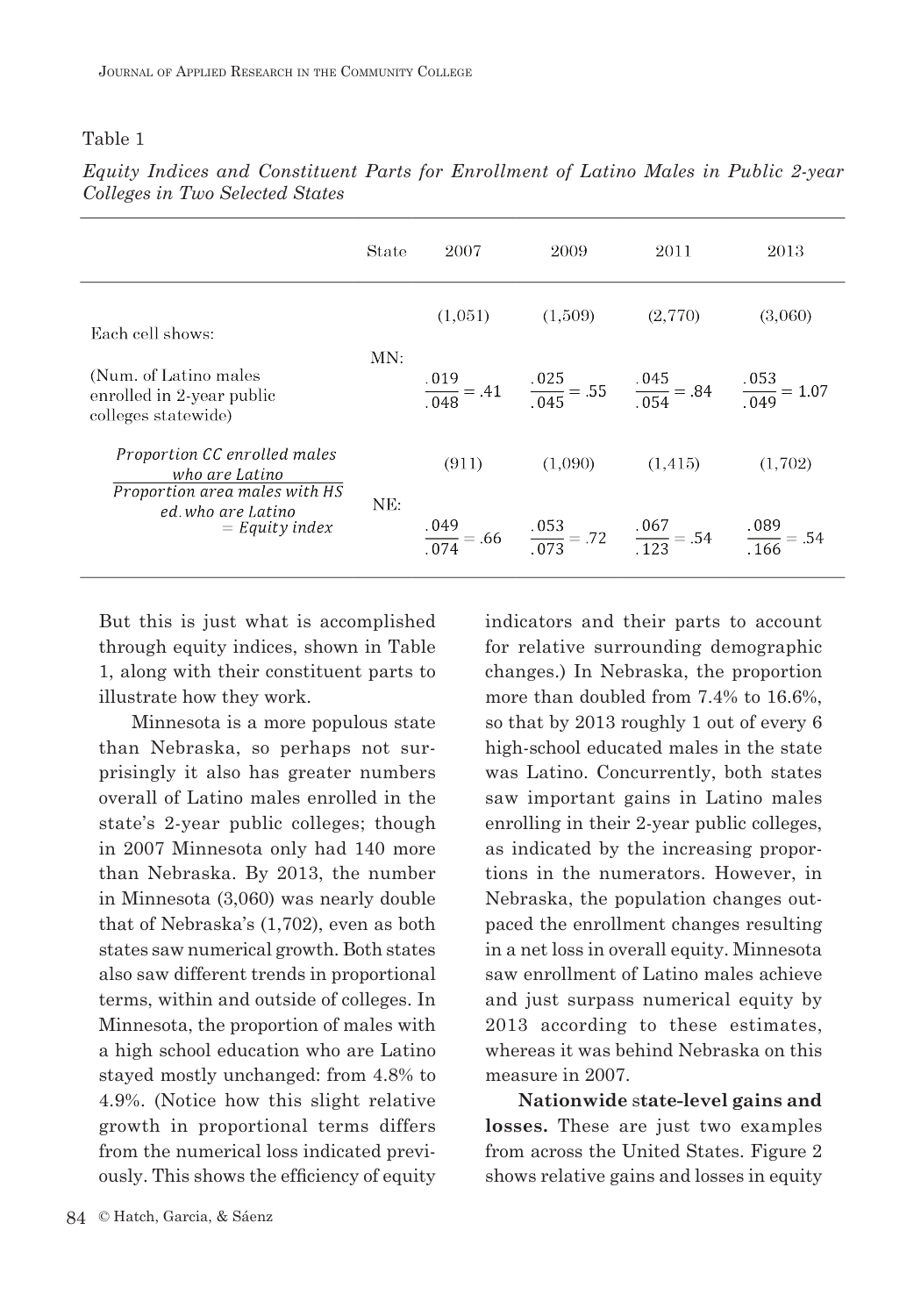Table 1

*Equity Indices and Constituent Parts for Enrollment of Latino Males in Public 2-year Colleges in Two Selected States*

| | State | 2007 | 2009 | 2011 | 2013 |
|---|---|---|---|---|---|
| Each cell shows: (Num. of Latino males enrolled in 2-year public colleges statewide) $\frac{\textit{Proportion CC enrolled males who are Latino}}{\textit{Proportion area males with HS ed. who are Latino}} = \textit{Equity index}$ | MN: | (1,051) $\frac{.019}{.048} = .41$ | (1,509) $\frac{.025}{.045} = .55$ | (2,770) $\frac{.045}{.054} = .84$ | (3,060) $\frac{.053}{.049} = 1.07$ |
| | NE: | (911) $\frac{.049}{.074} = .66$ | (1,090) $\frac{.053}{.073} = .72$ | (1,415) $\frac{.067}{.123} = .54$ | (1,702) $\frac{.089}{.166} = .54$ |

But this is just what is accomplished through equity indices, shown in Table 1, along with their constituent parts to illustrate how they work.

Minnesota is a more populous state than Nebraska, so perhaps not surprisingly it also has greater numbers overall of Latino males enrolled in the state's 2-year public colleges; though in 2007 Minnesota only had 140 more than Nebraska. By 2013, the number in Minnesota (3,060) was nearly double that of Nebraska's (1,702), even as both states saw numerical growth. Both states also saw different trends in proportional terms, within and outside of colleges. In Minnesota, the proportion of males with a high school education who are Latino stayed mostly unchanged: from 4.8% to 4.9%. (Notice how this slight relative growth in proportional terms differs from the numerical loss indicated previously. This shows the efficiency of equity indicators and their parts to account for relative surrounding demographic changes.) In Nebraska, the proportion more than doubled from 7.4% to 16.6%, so that by 2013 roughly 1 out of every 6 high-school educated males in the state was Latino. Concurrently, both states saw important gains in Latino males enrolling in their 2-year public colleges, as indicated by the increasing proportions in the numerators. However, in Nebraska, the population changes outpaced the enrollment changes resulting in a net loss in overall equity. Minnesota saw enrollment of Latino males achieve and just surpass numerical equity by 2013 according to these estimates, whereas it was behind Nebraska on this measure in 2007.

**Nationwide state-level gains and losses.** These are just two examples from across the United States. Figure 2 shows relative gains and losses in equity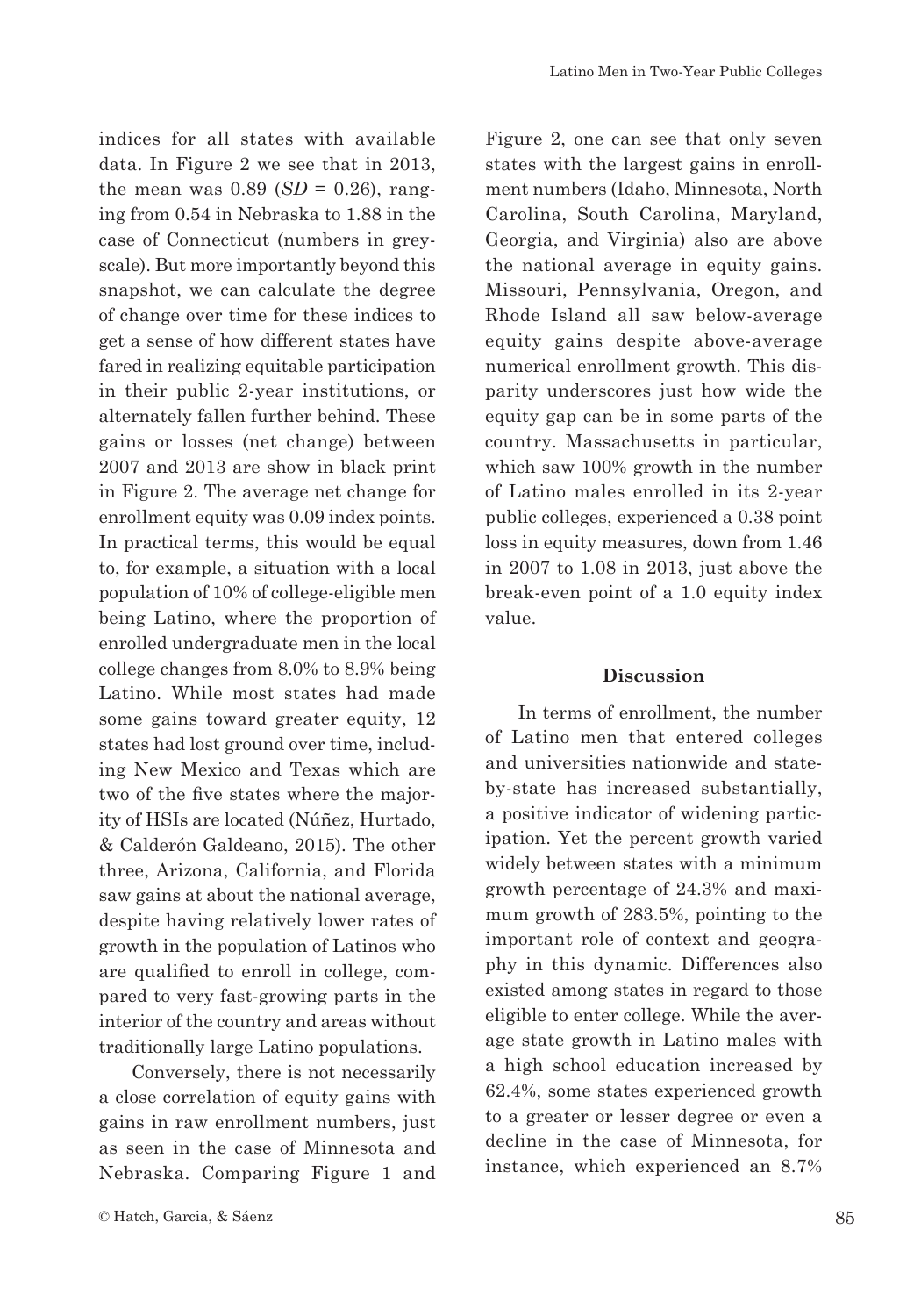indices for all states with available data. In Figure 2 we see that in 2013, the mean was 0.89 (*SD* = 0.26), ranging from 0.54 in Nebraska to 1.88 in the case of Connecticut (numbers in greyscale). But more importantly beyond this snapshot, we can calculate the degree of change over time for these indices to get a sense of how different states have fared in realizing equitable participation in their public 2-year institutions, or alternately fallen further behind. These gains or losses (net change) between 2007 and 2013 are show in black print in Figure 2. The average net change for enrollment equity was 0.09 index points. In practical terms, this would be equal to, for example, a situation with a local population of 10% of college-eligible men being Latino, where the proportion of enrolled undergraduate men in the local college changes from 8.0% to 8.9% being Latino. While most states had made some gains toward greater equity, 12 states had lost ground over time, including New Mexico and Texas which are two of the five states where the majority of HSIs are located (Núñez, Hurtado, & Calderón Galdeano, 2015). The other three, Arizona, California, and Florida saw gains at about the national average, despite having relatively lower rates of growth in the population of Latinos who are qualified to enroll in college, compared to very fast-growing parts in the interior of the country and areas without traditionally large Latino populations.

Conversely, there is not necessarily a close correlation of equity gains with gains in raw enrollment numbers, just as seen in the case of Minnesota and Nebraska. Comparing Figure 1 and Figure 2, one can see that only seven states with the largest gains in enrollment numbers (Idaho, Minnesota, North Carolina, South Carolina, Maryland, Georgia, and Virginia) also are above the national average in equity gains. Missouri, Pennsylvania, Oregon, and Rhode Island all saw below-average equity gains despite above-average numerical enrollment growth. This disparity underscores just how wide the equity gap can be in some parts of the country. Massachusetts in particular, which saw 100% growth in the number of Latino males enrolled in its 2-year public colleges, experienced a 0.38 point loss in equity measures, down from 1.46 in 2007 to 1.08 in 2013, just above the break-even point of a 1.0 equity index value.

## Discussion

In terms of enrollment, the number of Latino men that entered colleges and universities nationwide and state-by-state has increased substantially, a positive indicator of widening participation. Yet the percent growth varied widely between states with a minimum growth percentage of 24.3% and maximum growth of 283.5%, pointing to the important role of context and geography in this dynamic. Differences also existed among states in regard to those eligible to enter college. While the average state growth in Latino males with a high school education increased by 62.4%, some states experienced growth to a greater or lesser degree or even a decline in the case of Minnesota, for instance, which experienced an 8.7%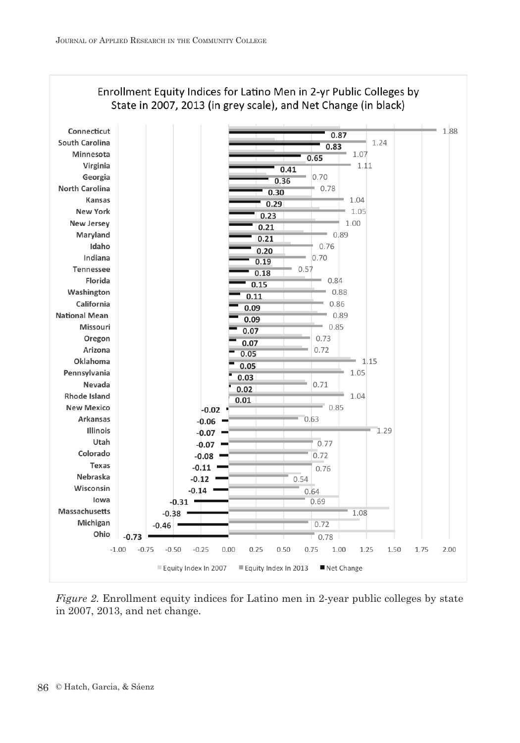**Enrollment Equity Indices for Latino Men in 2-yr Public Colleges by State in 2007, 2013 (in grey scale), and Net Change (in black)**

| State | Equity Index In 2013 | Net Change |
|---|---|---|
| Connecticut | 1.88 | 0.87 |
| South Carolina | 1.24 | 0.83 |
| Minnesota | 1.07 | 0.65 |
| Virginia | 1.11 | 0.41 |
| Georgia | 0.70 | 0.36 |
| North Carolina | 0.78 | 0.30 |
| Kansas | 1.04 | 0.29 |
| New York | 1.05 | 0.23 |
| New Jersey | 1.00 | 0.21 |
| Maryland | 0.89 | 0.21 |
| Idaho | 0.76 | 0.20 |
| Indiana | 0.70 | 0.19 |
| Tennessee | 0.57 | 0.18 |
| Florida | 0.84 | 0.15 |
| Washington | 0.88 | 0.11 |
| California | 0.86 | 0.09 |
| National Mean | 0.89 | 0.09 |
| Missouri | 0.85 | 0.07 |
| Oregon | 0.73 | 0.07 |
| Arizona | 0.72 | 0.05 |
| Oklahoma | 1.15 | 0.05 |
| Pennsylvania | 1.05 | 0.03 |
| Nevada | 0.71 | 0.02 |
| Rhode Island | 1.04 | 0.01 |
| New Mexico | 0.85 | -0.02 |
| Arkansas | 0.63 | -0.06 |
| Illinois | 1.29 | -0.07 |
| Utah | 0.77 | -0.07 |
| Colorado | 0.72 | -0.08 |
| Texas | 0.76 | -0.11 |
| Nebraska | 0.54 | -0.12 |
| Wisconsin | 0.64 | -0.14 |
| Iowa | 0.69 | -0.31 |
| Massachusetts | 1.08 | -0.38 |
| Michigan | 0.72 | -0.46 |
| Ohio | 0.78 | -0.73 |

Legend: Equity Index In 2007 · Equity Index In 2013 · Net Change

*Figure 2.* Enrollment equity indices for Latino men in 2-year public colleges by state in 2007, 2013, and net change.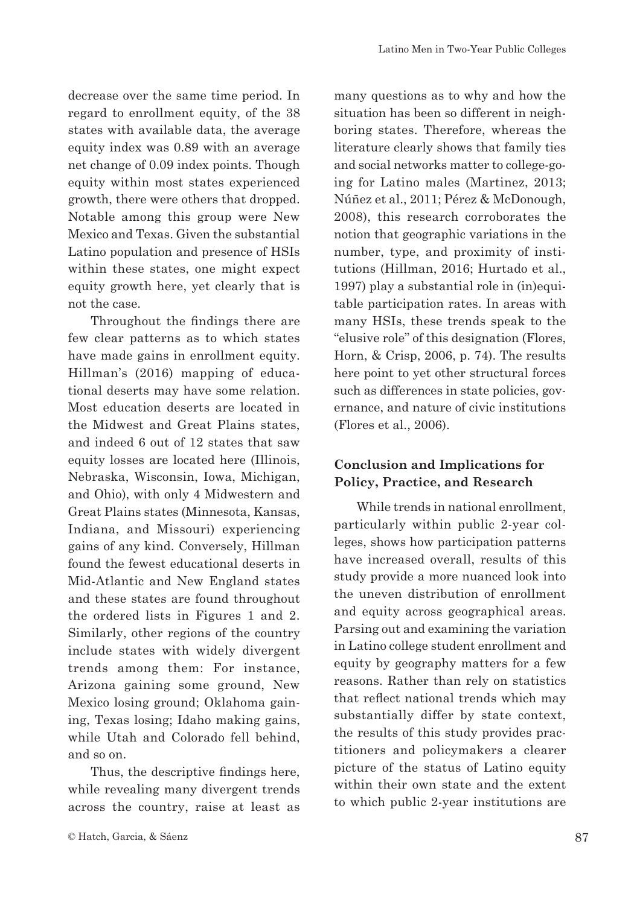decrease over the same time period. In regard to enrollment equity, of the 38 states with available data, the average equity index was 0.89 with an average net change of 0.09 index points. Though equity within most states experienced growth, there were others that dropped. Notable among this group were New Mexico and Texas. Given the substantial Latino population and presence of HSIs within these states, one might expect equity growth here, yet clearly that is not the case.

Throughout the findings there are few clear patterns as to which states have made gains in enrollment equity. Hillman's (2016) mapping of educational deserts may have some relation. Most education deserts are located in the Midwest and Great Plains states, and indeed 6 out of 12 states that saw equity losses are located here (Illinois, Nebraska, Wisconsin, Iowa, Michigan, and Ohio), with only 4 Midwestern and Great Plains states (Minnesota, Kansas, Indiana, and Missouri) experiencing gains of any kind. Conversely, Hillman found the fewest educational deserts in Mid-Atlantic and New England states and these states are found throughout the ordered lists in Figures 1 and 2. Similarly, other regions of the country include states with widely divergent trends among them: For instance, Arizona gaining some ground, New Mexico losing ground; Oklahoma gaining, Texas losing; Idaho making gains, while Utah and Colorado fell behind, and so on.

Thus, the descriptive findings here, while revealing many divergent trends across the country, raise at least as many questions as to why and how the situation has been so different in neighboring states. Therefore, whereas the literature clearly shows that family ties and social networks matter to college-going for Latino males (Martinez, 2013; Núñez et al., 2011; Pérez & McDonough, 2008), this research corroborates the notion that geographic variations in the number, type, and proximity of institutions (Hillman, 2016; Hurtado et al., 1997) play a substantial role in (in)equitable participation rates. In areas with many HSIs, these trends speak to the "elusive role" of this designation (Flores, Horn, & Crisp, 2006, p. 74). The results here point to yet other structural forces such as differences in state policies, governance, and nature of civic institutions (Flores et al., 2006).

## Conclusion and Implications for Policy, Practice, and Research

While trends in national enrollment, particularly within public 2-year colleges, shows how participation patterns have increased overall, results of this study provide a more nuanced look into the uneven distribution of enrollment and equity across geographical areas. Parsing out and examining the variation in Latino college student enrollment and equity by geography matters for a few reasons. Rather than rely on statistics that reflect national trends which may substantially differ by state context, the results of this study provides practitioners and policymakers a clearer picture of the status of Latino equity within their own state and the extent to which public 2-year institutions are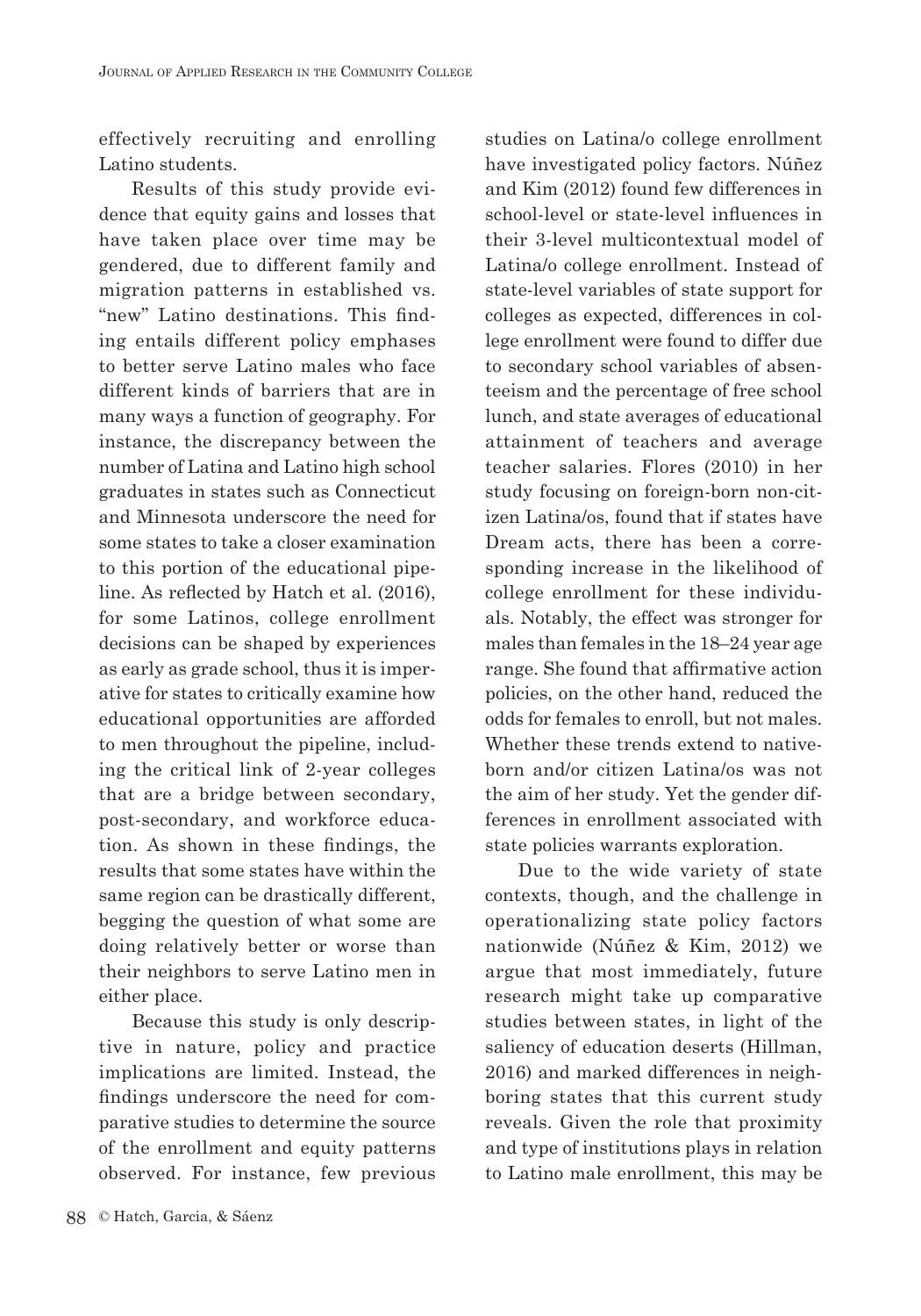effectively recruiting and enrolling Latino students.

Results of this study provide evidence that equity gains and losses that have taken place over time may be gendered, due to different family and migration patterns in established vs. "new" Latino destinations. This finding entails different policy emphases to better serve Latino males who face different kinds of barriers that are in many ways a function of geography. For instance, the discrepancy between the number of Latina and Latino high school graduates in states such as Connecticut and Minnesota underscore the need for some states to take a closer examination to this portion of the educational pipeline. As reflected by Hatch et al. (2016), for some Latinos, college enrollment decisions can be shaped by experiences as early as grade school, thus it is imperative for states to critically examine how educational opportunities are afforded to men throughout the pipeline, including the critical link of 2-year colleges that are a bridge between secondary, post-secondary, and workforce education. As shown in these findings, the results that some states have within the same region can be drastically different, begging the question of what some are doing relatively better or worse than their neighbors to serve Latino men in either place.

Because this study is only descriptive in nature, policy and practice implications are limited. Instead, the findings underscore the need for comparative studies to determine the source of the enrollment and equity patterns observed. For instance, few previous studies on Latina/o college enrollment have investigated policy factors. Núñez and Kim (2012) found few differences in school-level or state-level influences in their 3-level multicontextual model of Latina/o college enrollment. Instead of state-level variables of state support for colleges as expected, differences in college enrollment were found to differ due to secondary school variables of absenteeism and the percentage of free school lunch, and state averages of educational attainment of teachers and average teacher salaries. Flores (2010) in her study focusing on foreign-born non-citizen Latina/os, found that if states have Dream acts, there has been a corresponding increase in the likelihood of college enrollment for these individuals. Notably, the effect was stronger for males than females in the 18–24 year age range. She found that affirmative action policies, on the other hand, reduced the odds for females to enroll, but not males. Whether these trends extend to native-born and/or citizen Latina/os was not the aim of her study. Yet the gender differences in enrollment associated with state policies warrants exploration.

Due to the wide variety of state contexts, though, and the challenge in operationalizing state policy factors nationwide (Núñez & Kim, 2012) we argue that most immediately, future research might take up comparative studies between states, in light of the saliency of education deserts (Hillman, 2016) and marked differences in neighboring states that this current study reveals. Given the role that proximity and type of institutions plays in relation to Latino male enrollment, this may be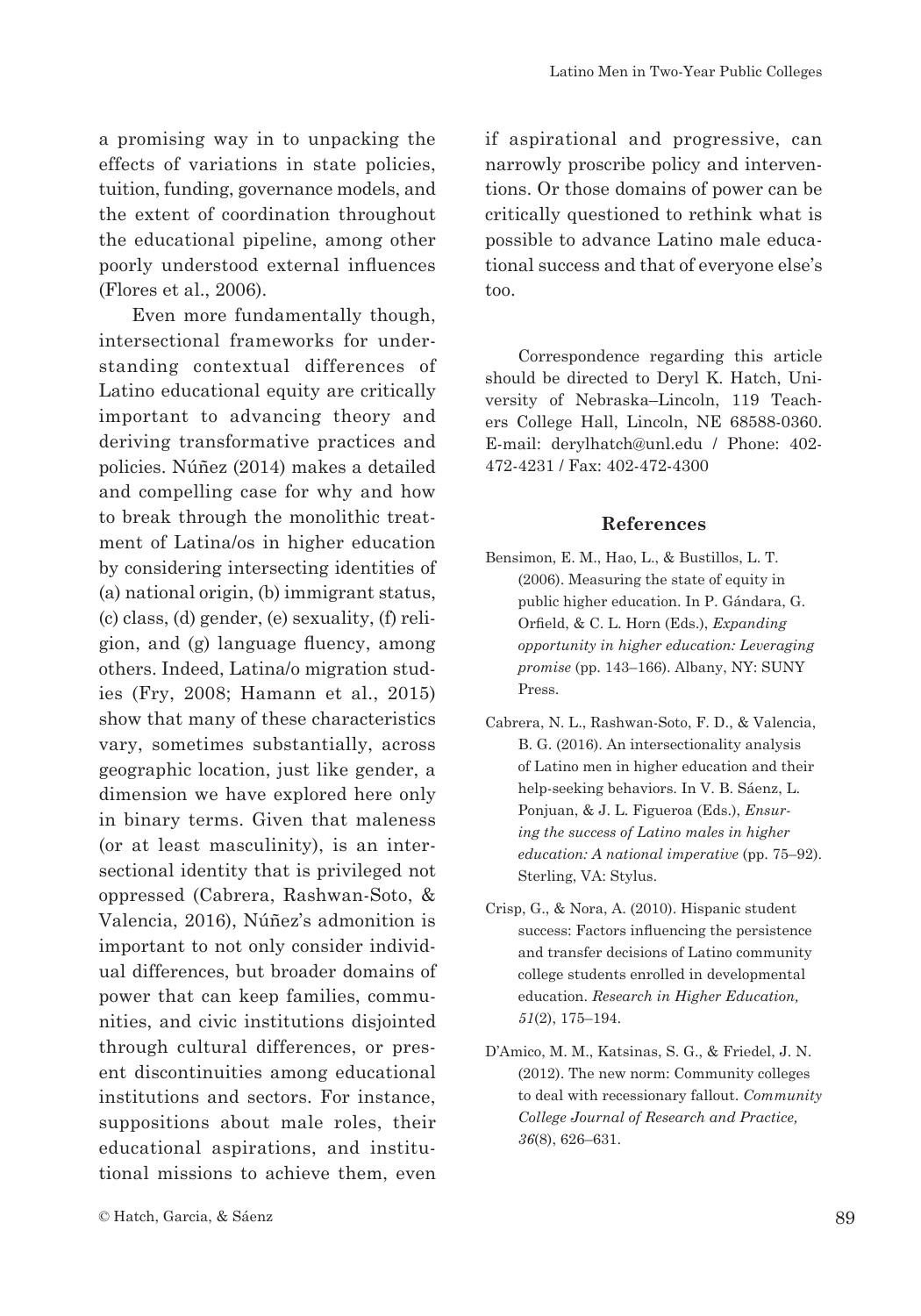a promising way in to unpacking the effects of variations in state policies, tuition, funding, governance models, and the extent of coordination throughout the educational pipeline, among other poorly understood external influences (Flores et al., 2006).

Even more fundamentally though, intersectional frameworks for understanding contextual differences of Latino educational equity are critically important to advancing theory and deriving transformative practices and policies. Núñez (2014) makes a detailed and compelling case for why and how to break through the monolithic treatment of Latina/os in higher education by considering intersecting identities of (a) national origin, (b) immigrant status, (c) class, (d) gender, (e) sexuality, (f) religion, and (g) language fluency, among others. Indeed, Latina/o migration studies (Fry, 2008; Hamann et al., 2015) show that many of these characteristics vary, sometimes substantially, across geographic location, just like gender, a dimension we have explored here only in binary terms. Given that maleness (or at least masculinity), is an intersectional identity that is privileged not oppressed (Cabrera, Rashwan-Soto, & Valencia, 2016), Núñez's admonition is important to not only consider individual differences, but broader domains of power that can keep families, communities, and civic institutions disjointed through cultural differences, or present discontinuities among educational institutions and sectors. For instance, suppositions about male roles, their educational aspirations, and institutional missions to achieve them, even if aspirational and progressive, can narrowly proscribe policy and interventions. Or those domains of power can be critically questioned to rethink what is possible to advance Latino male educational success and that of everyone else's too.

Correspondence regarding this article should be directed to Deryl K. Hatch, University of Nebraska–Lincoln, 119 Teachers College Hall, Lincoln, NE 68588-0360. E-mail: derylhatch@unl.edu / Phone: 402-472-4231 / Fax: 402-472-4300

## References

Bensimon, E. M., Hao, L., & Bustillos, L. T. (2006). Measuring the state of equity in public higher education. In P. Gándara, G. Orfield, & C. L. Horn (Eds.), *Expanding opportunity in higher education: Leveraging promise* (pp. 143–166). Albany, NY: SUNY Press.

Cabrera, N. L., Rashwan-Soto, F. D., & Valencia, B. G. (2016). An intersectionality analysis of Latino men in higher education and their help-seeking behaviors. In V. B. Sáenz, L. Ponjuan, & J. L. Figueroa (Eds.), *Ensuring the success of Latino males in higher education: A national imperative* (pp. 75–92). Sterling, VA: Stylus.

Crisp, G., & Nora, A. (2010). Hispanic student success: Factors influencing the persistence and transfer decisions of Latino community college students enrolled in developmental education. *Research in Higher Education, 51*(2), 175–194.

D'Amico, M. M., Katsinas, S. G., & Friedel, J. N. (2012). The new norm: Community colleges to deal with recessionary fallout. *Community College Journal of Research and Practice, 36*(8), 626–631.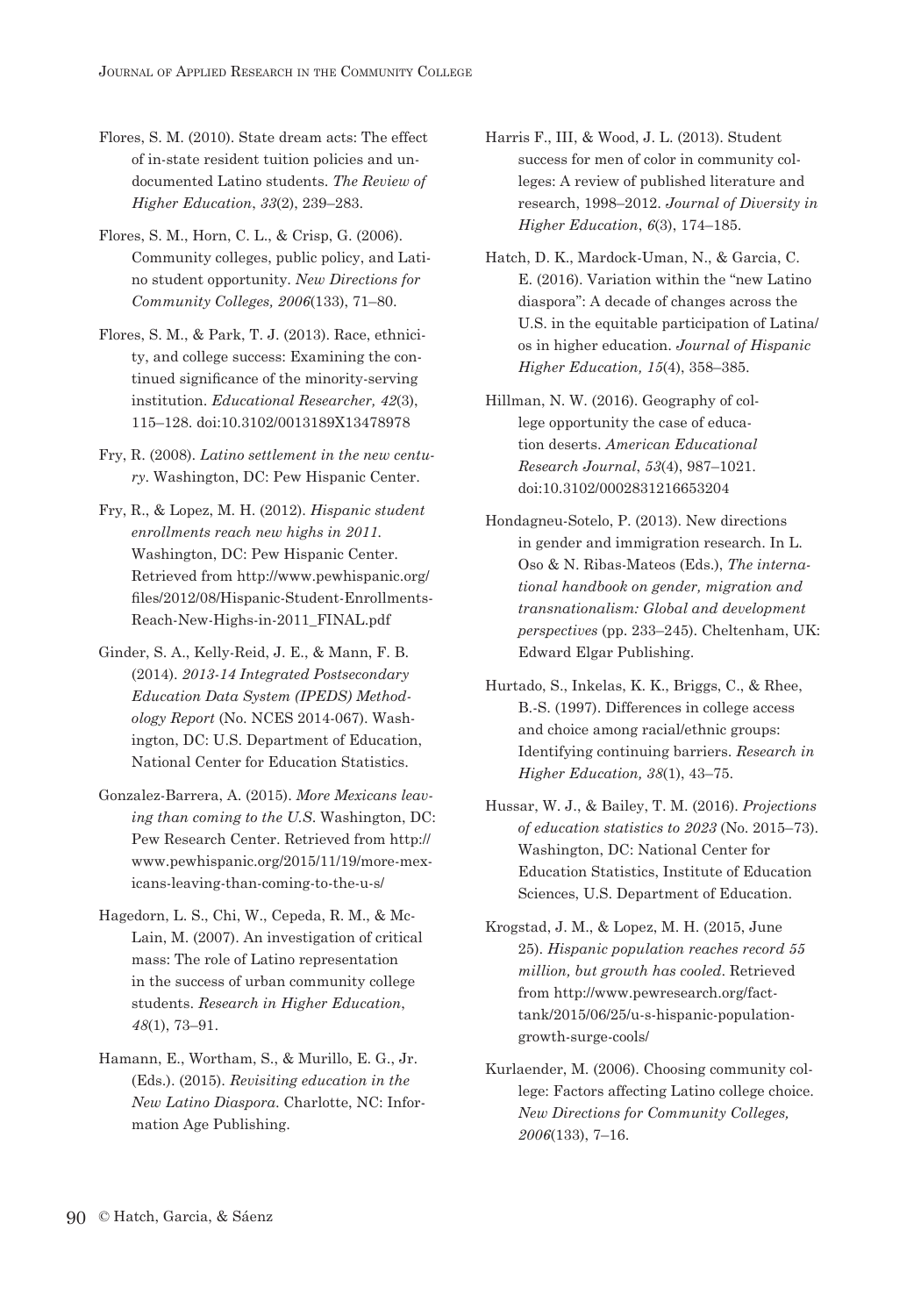Flores, S. M. (2010). State dream acts: The effect of in-state resident tuition policies and undocumented Latino students. *The Review of Higher Education*, *33*(2), 239–283.

Flores, S. M., Horn, C. L., & Crisp, G. (2006). Community colleges, public policy, and Latino student opportunity. *New Directions for Community Colleges, 2006*(133), 71–80.

Flores, S. M., & Park, T. J. (2013). Race, ethnicity, and college success: Examining the continued significance of the minority-serving institution. *Educational Researcher, 42*(3), 115–128. doi:10.3102/0013189X13478978

Fry, R. (2008). *Latino settlement in the new century*. Washington, DC: Pew Hispanic Center.

Fry, R., & Lopez, M. H. (2012). *Hispanic student enrollments reach new highs in 2011*. Washington, DC: Pew Hispanic Center. Retrieved from http://www.pewhispanic.org/files/2012/08/Hispanic-Student-Enrollments-Reach-New-Highs-in-2011_FINAL.pdf

Ginder, S. A., Kelly-Reid, J. E., & Mann, F. B. (2014). *2013-14 Integrated Postsecondary Education Data System (IPEDS) Methodology Report* (No. NCES 2014-067). Washington, DC: U.S. Department of Education, National Center for Education Statistics.

Gonzalez-Barrera, A. (2015). *More Mexicans leaving than coming to the U.S.* Washington, DC: Pew Research Center. Retrieved from http://www.pewhispanic.org/2015/11/19/more-mexicans-leaving-than-coming-to-the-u-s/

Hagedorn, L. S., Chi, W., Cepeda, R. M., & McLain, M. (2007). An investigation of critical mass: The role of Latino representation in the success of urban community college students. *Research in Higher Education*, *48*(1), 73–91.

Hamann, E., Wortham, S., & Murillo, E. G., Jr. (Eds.). (2015). *Revisiting education in the New Latino Diaspora*. Charlotte, NC: Information Age Publishing.

Harris F., III, & Wood, J. L. (2013). Student success for men of color in community colleges: A review of published literature and research, 1998–2012. *Journal of Diversity in Higher Education*, *6*(3), 174–185.

Hatch, D. K., Mardock-Uman, N., & Garcia, C. E. (2016). Variation within the "new Latino diaspora": A decade of changes across the U.S. in the equitable participation of Latina/os in higher education. *Journal of Hispanic Higher Education, 15*(4), 358–385.

Hillman, N. W. (2016). Geography of college opportunity the case of education deserts. *American Educational Research Journal*, *53*(4), 987–1021. doi:10.3102/0002831216653204

Hondagneu-Sotelo, P. (2013). New directions in gender and immigration research. In L. Oso & N. Ribas-Mateos (Eds.), *The international handbook on gender, migration and transnationalism: Global and development perspectives* (pp. 233–245). Cheltenham, UK: Edward Elgar Publishing.

Hurtado, S., Inkelas, K. K., Briggs, C., & Rhee, B.-S. (1997). Differences in college access and choice among racial/ethnic groups: Identifying continuing barriers. *Research in Higher Education, 38*(1), 43–75.

Hussar, W. J., & Bailey, T. M. (2016). *Projections of education statistics to 2023* (No. 2015–73). Washington, DC: National Center for Education Statistics, Institute of Education Sciences, U.S. Department of Education.

Krogstad, J. M., & Lopez, M. H. (2015, June 25). *Hispanic population reaches record 55 million, but growth has cooled*. Retrieved from http://www.pewresearch.org/fact-tank/2015/06/25/u-s-hispanic-population-growth-surge-cools/

Kurlaender, M. (2006). Choosing community college: Factors affecting Latino college choice. *New Directions for Community Colleges, 2006*(133), 7–16.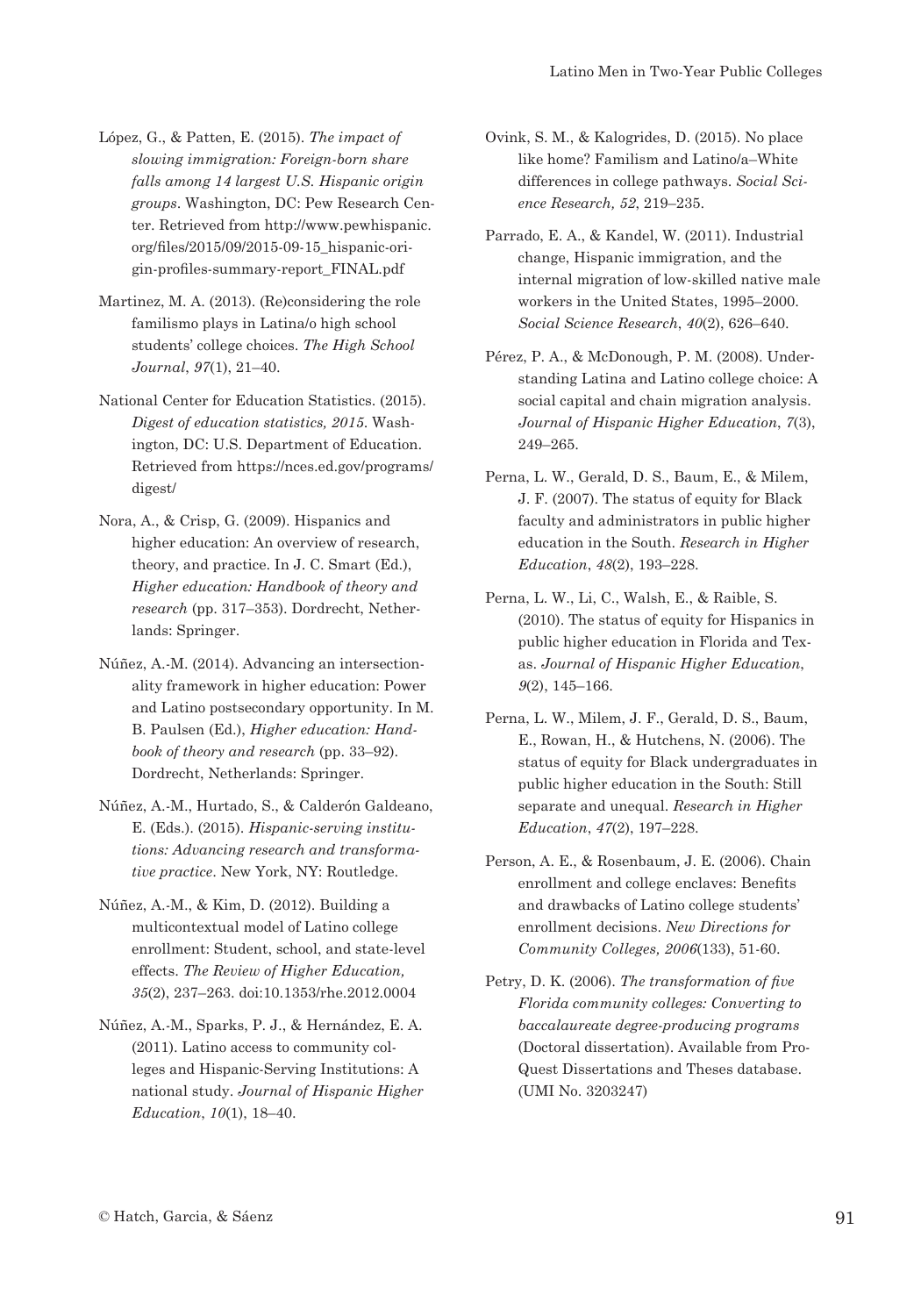López, G., & Patten, E. (2015). *The impact of slowing immigration: Foreign-born share falls among 14 largest U.S. Hispanic origin groups*. Washington, DC: Pew Research Center. Retrieved from http://www.pewhispanic.org/files/2015/09/2015-09-15_hispanic-origin-profiles-summary-report_FINAL.pdf

Martinez, M. A. (2013). (Re)considering the role familismo plays in Latina/o high school students' college choices. *The High School Journal*, *97*(1), 21–40.

National Center for Education Statistics. (2015). *Digest of education statistics, 2015*. Washington, DC: U.S. Department of Education. Retrieved from https://nces.ed.gov/programs/digest/

Nora, A., & Crisp, G. (2009). Hispanics and higher education: An overview of research, theory, and practice. In J. C. Smart (Ed.), *Higher education: Handbook of theory and research* (pp. 317–353). Dordrecht, Netherlands: Springer.

Núñez, A.-M. (2014). Advancing an intersectionality framework in higher education: Power and Latino postsecondary opportunity. In M. B. Paulsen (Ed.), *Higher education: Handbook of theory and research* (pp. 33–92). Dordrecht, Netherlands: Springer.

Núñez, A.-M., Hurtado, S., & Calderón Galdeano, E. (Eds.). (2015). *Hispanic-serving institutions: Advancing research and transformative practice*. New York, NY: Routledge.

Núñez, A.-M., & Kim, D. (2012). Building a multicontextual model of Latino college enrollment: Student, school, and state-level effects. *The Review of Higher Education, 35*(2), 237–263. doi:10.1353/rhe.2012.0004

Núñez, A.-M., Sparks, P. J., & Hernández, E. A. (2011). Latino access to community colleges and Hispanic-Serving Institutions: A national study. *Journal of Hispanic Higher Education*, *10*(1), 18–40.

Ovink, S. M., & Kalogrides, D. (2015). No place like home? Familism and Latino/a–White differences in college pathways. *Social Science Research, 52*, 219–235.

Parrado, E. A., & Kandel, W. (2011). Industrial change, Hispanic immigration, and the internal migration of low-skilled native male workers in the United States, 1995–2000. *Social Science Research*, *40*(2), 626–640.

Pérez, P. A., & McDonough, P. M. (2008). Understanding Latina and Latino college choice: A social capital and chain migration analysis. *Journal of Hispanic Higher Education*, *7*(3), 249–265.

Perna, L. W., Gerald, D. S., Baum, E., & Milem, J. F. (2007). The status of equity for Black faculty and administrators in public higher education in the South. *Research in Higher Education*, *48*(2), 193–228.

Perna, L. W., Li, C., Walsh, E., & Raible, S. (2010). The status of equity for Hispanics in public higher education in Florida and Texas. *Journal of Hispanic Higher Education*, *9*(2), 145–166.

Perna, L. W., Milem, J. F., Gerald, D. S., Baum, E., Rowan, H., & Hutchens, N. (2006). The status of equity for Black undergraduates in public higher education in the South: Still separate and unequal. *Research in Higher Education*, *47*(2), 197–228.

Person, A. E., & Rosenbaum, J. E. (2006). Chain enrollment and college enclaves: Benefits and drawbacks of Latino college students' enrollment decisions. *New Directions for Community Colleges, 2006*(133), 51-60.

Petry, D. K. (2006). *The transformation of five Florida community colleges: Converting to baccalaureate degree-producing programs* (Doctoral dissertation). Available from ProQuest Dissertations and Theses database. (UMI No. 3203247)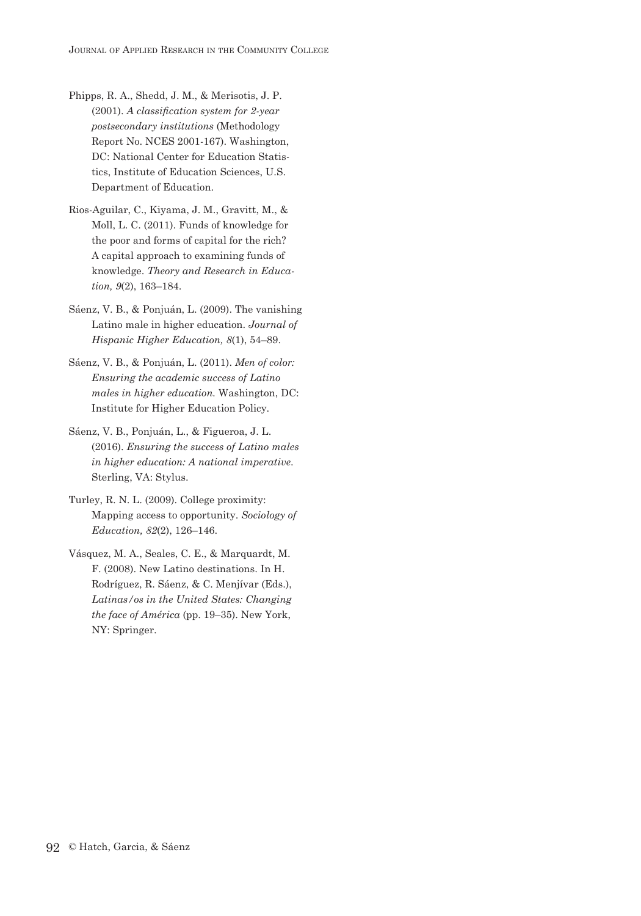Phipps, R. A., Shedd, J. M., & Merisotis, J. P. (2001). *A classification system for 2-year postsecondary institutions* (Methodology Report No. NCES 2001-167). Washington, DC: National Center for Education Statistics, Institute of Education Sciences, U.S. Department of Education.

Rios-Aguilar, C., Kiyama, J. M., Gravitt, M., & Moll, L. C. (2011). Funds of knowledge for the poor and forms of capital for the rich? A capital approach to examining funds of knowledge. *Theory and Research in Education, 9*(2), 163–184.

Sáenz, V. B., & Ponjuán, L. (2009). The vanishing Latino male in higher education. *Journal of Hispanic Higher Education, 8*(1), 54–89.

Sáenz, V. B., & Ponjuán, L. (2011). *Men of color: Ensuring the academic success of Latino males in higher education.* Washington, DC: Institute for Higher Education Policy.

Sáenz, V. B., Ponjuán, L., & Figueroa, J. L. (2016). *Ensuring the success of Latino males in higher education: A national imperative.* Sterling, VA: Stylus.

Turley, R. N. L. (2009). College proximity: Mapping access to opportunity. *Sociology of Education, 82*(2), 126–146.

Vásquez, M. A., Seales, C. E., & Marquardt, M. F. (2008). New Latino destinations. In H. Rodríguez, R. Sáenz, & C. Menjívar (Eds.), *Latinas/os in the United States: Changing the face of América* (pp. 19–35). New York, NY: Springer.

© Hatch, Garcia, & Sáenz